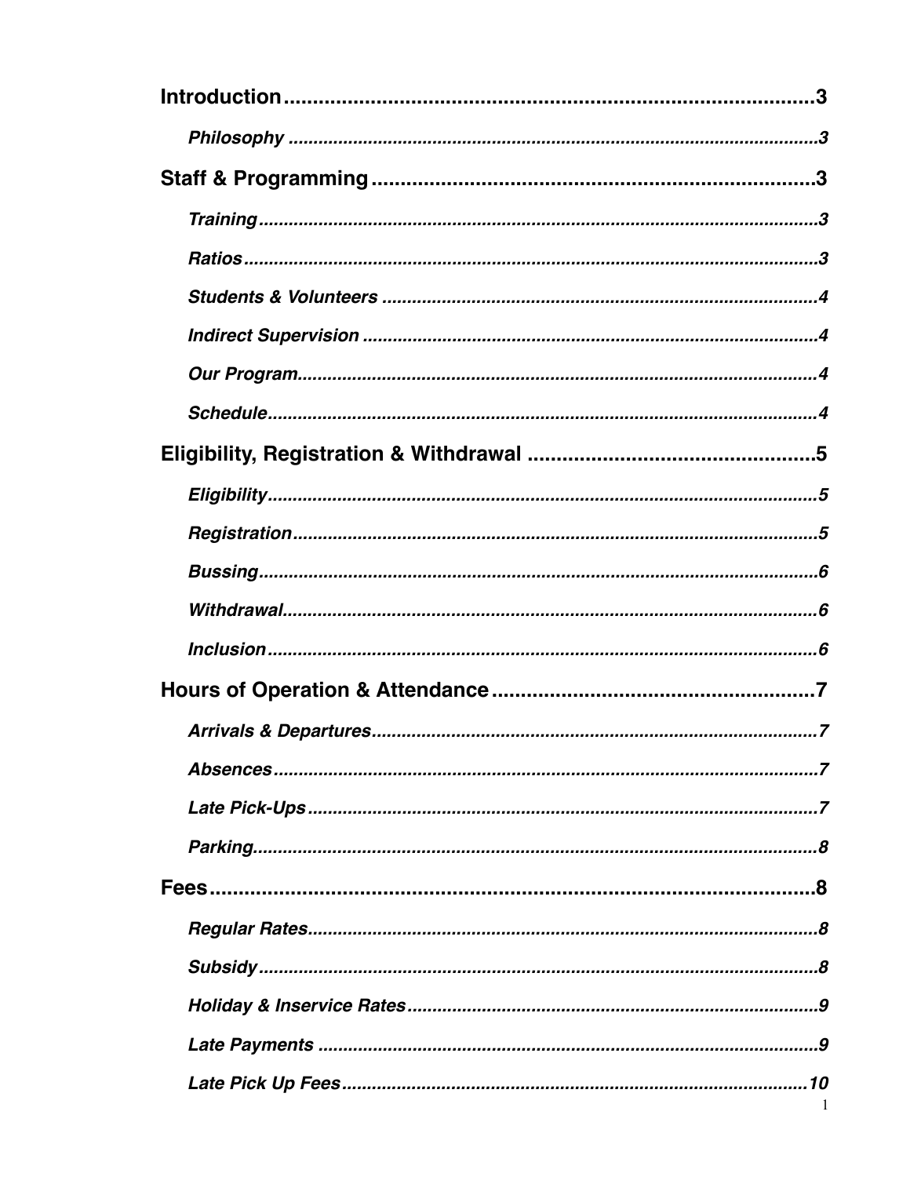**Introduction** .......................................................................................... 3

*Philosophy* .......................................................................................... 3

**Staff & Programming** .......................................................................... 3

*Training* ............................................................................................... 3

*Ratios* .................................................................................................. 3

*Students & Volunteers* ....................................................................... 4

*Indirect Supervision* ........................................................................... 4

*Our Program* ....................................................................................... 4

*Schedule* .............................................................................................. 4

**Eligibility, Registration & Withdrawal** ................................................ 5

*Eligibility* ............................................................................................. 5

*Registration* ......................................................................................... 5

*Bussing* ................................................................................................ 6

*Withdrawal* .......................................................................................... 6

*Inclusion* ............................................................................................. 6

**Hours of Operation & Attendance** ....................................................... 7

*Arrivals & Departures* ......................................................................... 7

*Absences* ............................................................................................. 7

*Late Pick-Ups* ...................................................................................... 7

*Parking* ................................................................................................ 8

**Fees** ....................................................................................................... 8

*Regular Rates* ...................................................................................... 8

*Subsidy* ................................................................................................ 8

*Holiday & Inservice Rates* .................................................................. 9

*Late Payments* ..................................................................................... 9

*Late Pick Up Fees* ............................................................................... 10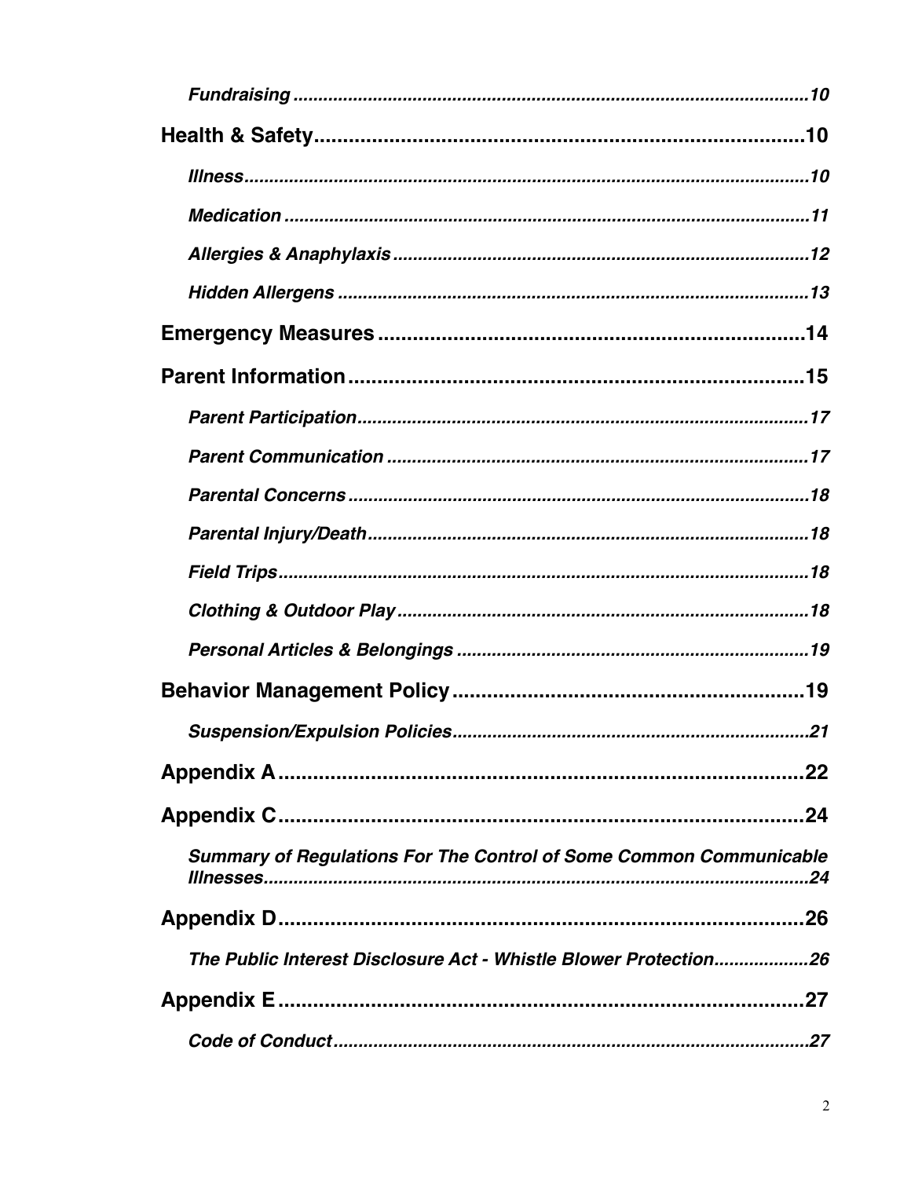*Fundraising* ..........10

**Health & Safety**..........10

*Illness*..........10

*Medication* ..........11

*Allergies & Anaphylaxis*..........12

*Hidden Allergens* ..........13

**Emergency Measures**..........14

**Parent Information**..........15

*Parent Participation*..........17

*Parent Communication* ..........17

*Parental Concerns*..........18

*Parental Injury/Death*..........18

*Field Trips*..........18

*Clothing & Outdoor Play*..........18

*Personal Articles & Belongings* ..........19

**Behavior Management Policy**..........19

*Suspension/Expulsion Policies*..........21

**Appendix A**..........22

**Appendix C**..........24

*Summary of Regulations For The Control of Some Common Communicable Illnesses*..........24

**Appendix D**..........26

*The Public Interest Disclosure Act - Whistle Blower Protection*..........26

**Appendix E**..........27

*Code of Conduct*..........27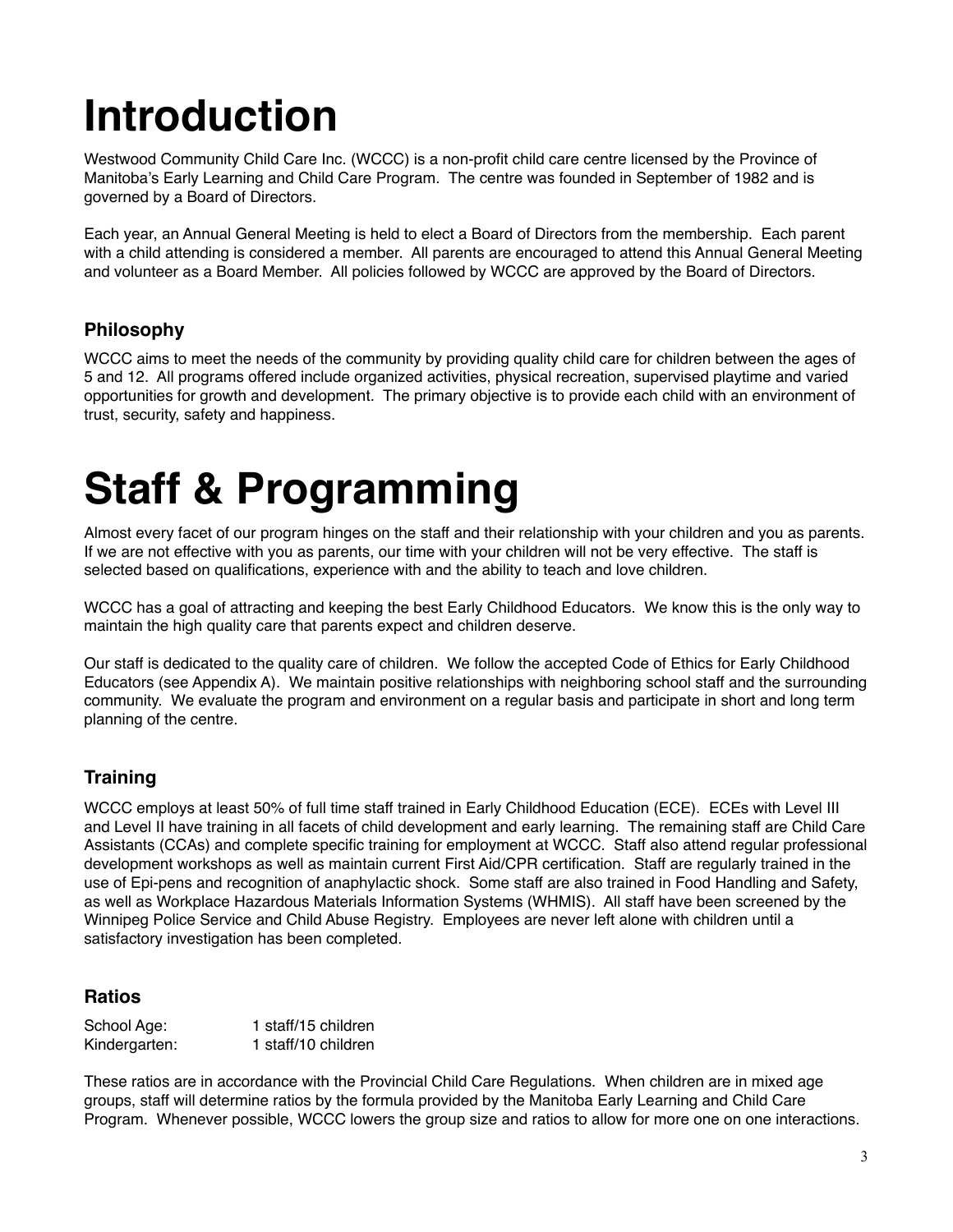# Introduction

Westwood Community Child Care Inc. (WCCC) is a non-profit child care centre licensed by the Province of Manitoba's Early Learning and Child Care Program. The centre was founded in September of 1982 and is governed by a Board of Directors.

Each year, an Annual General Meeting is held to elect a Board of Directors from the membership. Each parent with a child attending is considered a member. All parents are encouraged to attend this Annual General Meeting and volunteer as a Board Member. All policies followed by WCCC are approved by the Board of Directors.

## Philosophy

WCCC aims to meet the needs of the community by providing quality child care for children between the ages of 5 and 12. All programs offered include organized activities, physical recreation, supervised playtime and varied opportunities for growth and development. The primary objective is to provide each child with an environment of trust, security, safety and happiness.

# Staff & Programming

Almost every facet of our program hinges on the staff and their relationship with your children and you as parents. If we are not effective with you as parents, our time with your children will not be very effective. The staff is selected based on qualifications, experience with and the ability to teach and love children.

WCCC has a goal of attracting and keeping the best Early Childhood Educators. We know this is the only way to maintain the high quality care that parents expect and children deserve.

Our staff is dedicated to the quality care of children. We follow the accepted Code of Ethics for Early Childhood Educators (see Appendix A). We maintain positive relationships with neighboring school staff and the surrounding community. We evaluate the program and environment on a regular basis and participate in short and long term planning of the centre.

## Training

WCCC employs at least 50% of full time staff trained in Early Childhood Education (ECE). ECEs with Level III and Level II have training in all facets of child development and early learning. The remaining staff are Child Care Assistants (CCAs) and complete specific training for employment at WCCC. Staff also attend regular professional development workshops as well as maintain current First Aid/CPR certification. Staff are regularly trained in the use of Epi-pens and recognition of anaphylactic shock. Some staff are also trained in Food Handling and Safety, as well as Workplace Hazardous Materials Information Systems (WHMIS). All staff have been screened by the Winnipeg Police Service and Child Abuse Registry. Employees are never left alone with children until a satisfactory investigation has been completed.

## Ratios

| | |
|---|---|
| School Age: | 1 staff/15 children |
| Kindergarten: | 1 staff/10 children |

These ratios are in accordance with the Provincial Child Care Regulations. When children are in mixed age groups, staff will determine ratios by the formula provided by the Manitoba Early Learning and Child Care Program. Whenever possible, WCCC lowers the group size and ratios to allow for more one on one interactions.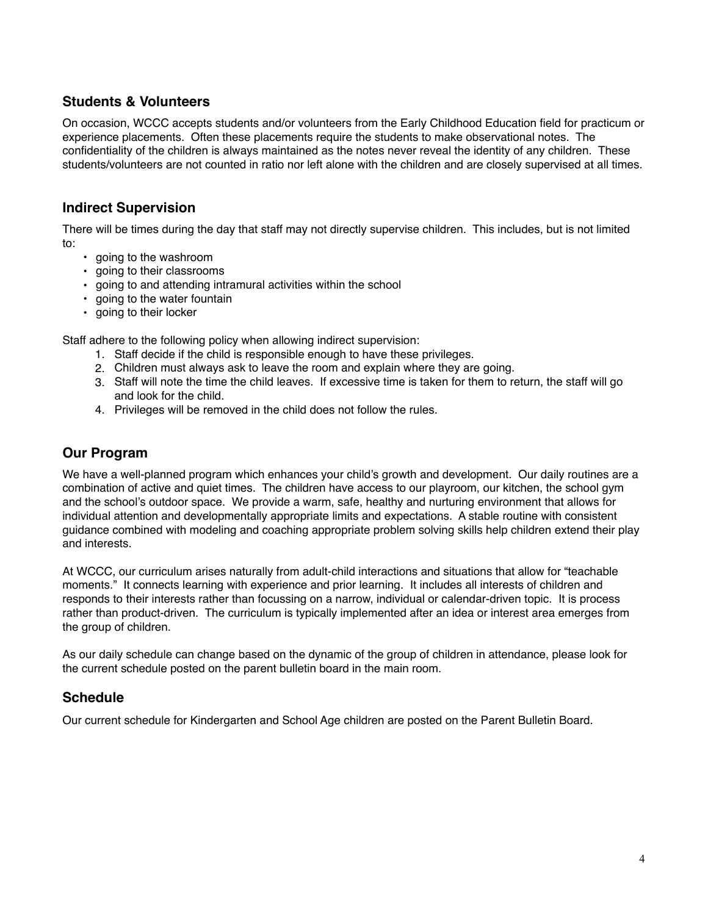## Students & Volunteers

On occasion, WCCC accepts students and/or volunteers from the Early Childhood Education field for practicum or experience placements. Often these placements require the students to make observational notes. The confidentiality of the children is always maintained as the notes never reveal the identity of any children. These students/volunteers are not counted in ratio nor left alone with the children and are closely supervised at all times.

## Indirect Supervision

There will be times during the day that staff may not directly supervise children. This includes, but is not limited to:

- going to the washroom
- going to their classrooms
- going to and attending intramural activities within the school
- going to the water fountain
- going to their locker

Staff adhere to the following policy when allowing indirect supervision:

1. Staff decide if the child is responsible enough to have these privileges.
2. Children must always ask to leave the room and explain where they are going.
3. Staff will note the time the child leaves. If excessive time is taken for them to return, the staff will go and look for the child.
4. Privileges will be removed in the child does not follow the rules.

## Our Program

We have a well-planned program which enhances your child's growth and development. Our daily routines are a combination of active and quiet times. The children have access to our playroom, our kitchen, the school gym and the school's outdoor space. We provide a warm, safe, healthy and nurturing environment that allows for individual attention and developmentally appropriate limits and expectations. A stable routine with consistent guidance combined with modeling and coaching appropriate problem solving skills help children extend their play and interests.

At WCCC, our curriculum arises naturally from adult-child interactions and situations that allow for "teachable moments." It connects learning with experience and prior learning. It includes all interests of children and responds to their interests rather than focussing on a narrow, individual or calendar-driven topic. It is process rather than product-driven. The curriculum is typically implemented after an idea or interest area emerges from the group of children.

As our daily schedule can change based on the dynamic of the group of children in attendance, please look for the current schedule posted on the parent bulletin board in the main room.

## Schedule

Our current schedule for Kindergarten and School Age children are posted on the Parent Bulletin Board.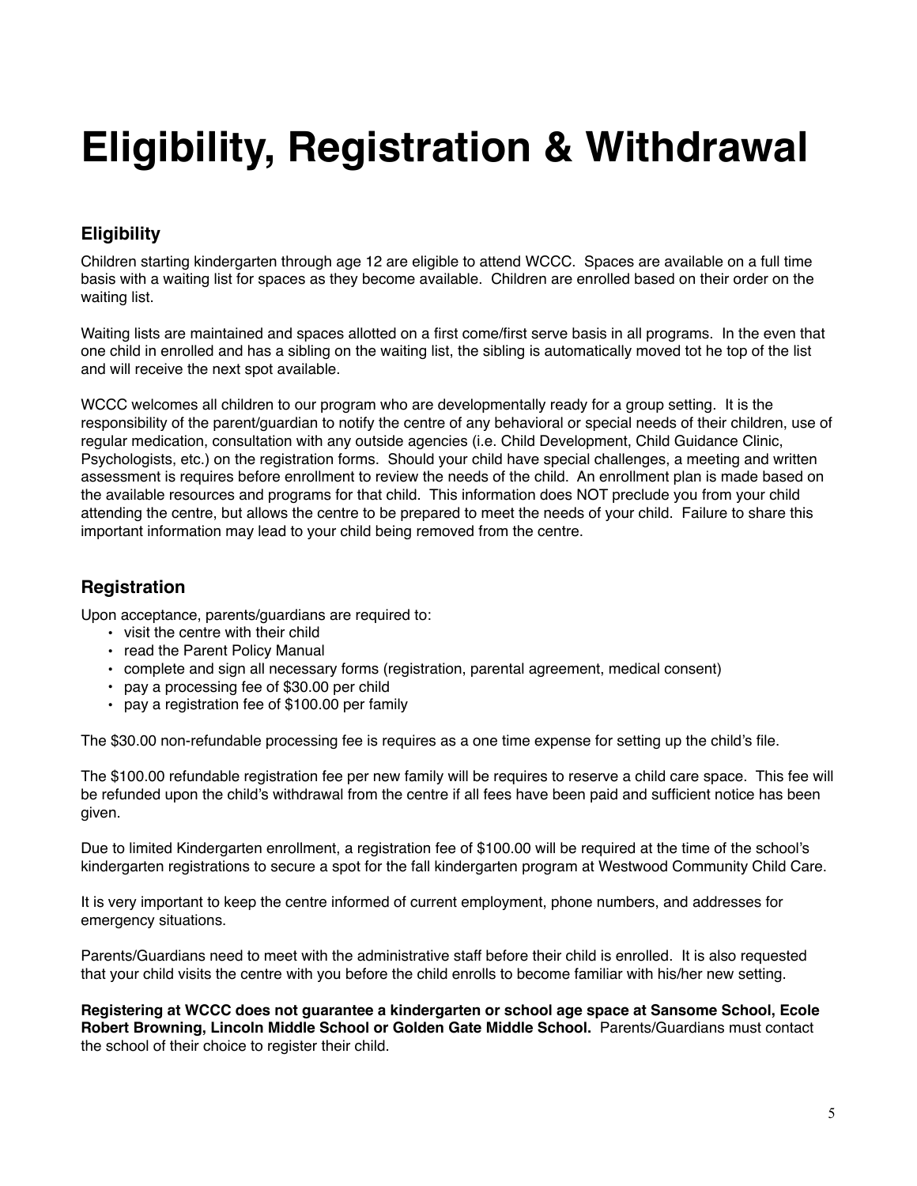# Eligibility, Registration & Withdrawal

## Eligibility

Children starting kindergarten through age 12 are eligible to attend WCCC. Spaces are available on a full time basis with a waiting list for spaces as they become available. Children are enrolled based on their order on the waiting list.

Waiting lists are maintained and spaces allotted on a first come/first serve basis in all programs. In the even that one child in enrolled and has a sibling on the waiting list, the sibling is automatically moved tot he top of the list and will receive the next spot available.

WCCC welcomes all children to our program who are developmentally ready for a group setting. It is the responsibility of the parent/guardian to notify the centre of any behavioral or special needs of their children, use of regular medication, consultation with any outside agencies (i.e. Child Development, Child Guidance Clinic, Psychologists, etc.) on the registration forms. Should your child have special challenges, a meeting and written assessment is requires before enrollment to review the needs of the child. An enrollment plan is made based on the available resources and programs for that child. This information does NOT preclude you from your child attending the centre, but allows the centre to be prepared to meet the needs of your child. Failure to share this important information may lead to your child being removed from the centre.

## Registration

Upon acceptance, parents/guardians are required to:

- visit the centre with their child
- read the Parent Policy Manual
- complete and sign all necessary forms (registration, parental agreement, medical consent)
- pay a processing fee of $30.00 per child
- pay a registration fee of $100.00 per family

The $30.00 non-refundable processing fee is requires as a one time expense for setting up the child's file.

The $100.00 refundable registration fee per new family will be requires to reserve a child care space. This fee will be refunded upon the child's withdrawal from the centre if all fees have been paid and sufficient notice has been given.

Due to limited Kindergarten enrollment, a registration fee of $100.00 will be required at the time of the school's kindergarten registrations to secure a spot for the fall kindergarten program at Westwood Community Child Care.

It is very important to keep the centre informed of current employment, phone numbers, and addresses for emergency situations.

Parents/Guardians need to meet with the administrative staff before their child is enrolled. It is also requested that your child visits the centre with you before the child enrolls to become familiar with his/her new setting.

**Registering at WCCC does not guarantee a kindergarten or school age space at Sansome School, Ecole Robert Browning, Lincoln Middle School or Golden Gate Middle School.** Parents/Guardians must contact the school of their choice to register their child.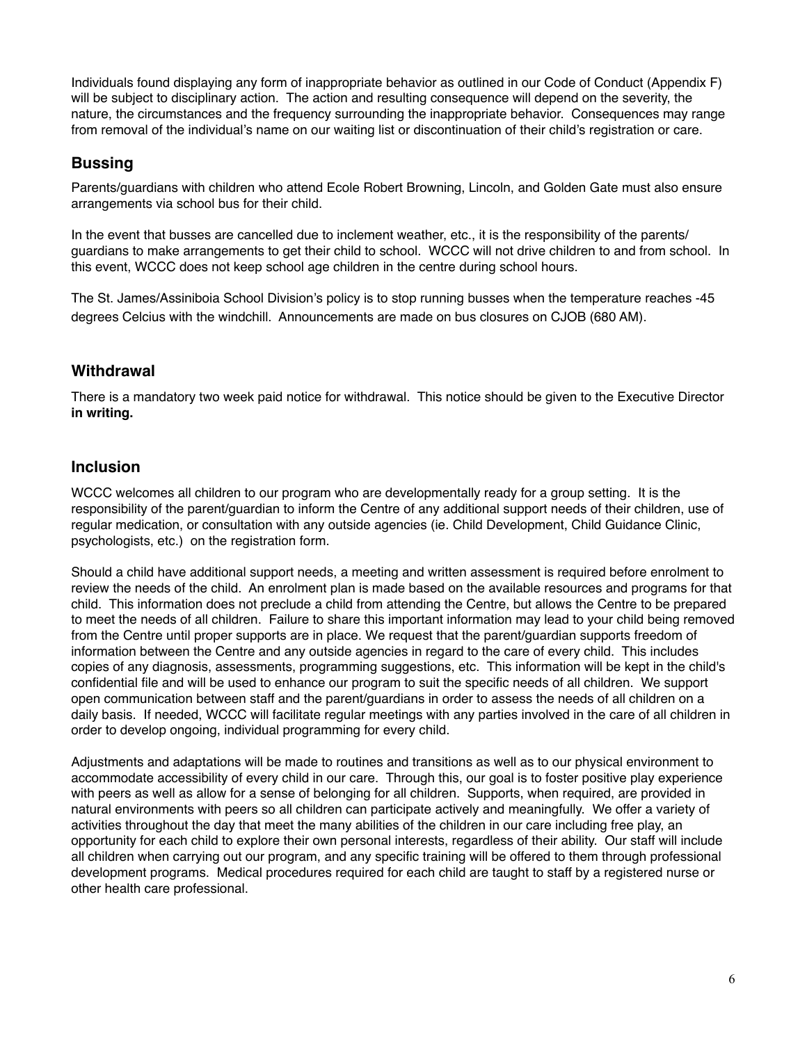Individuals found displaying any form of inappropriate behavior as outlined in our Code of Conduct (Appendix F) will be subject to disciplinary action. The action and resulting consequence will depend on the severity, the nature, the circumstances and the frequency surrounding the inappropriate behavior. Consequences may range from removal of the individual's name on our waiting list or discontinuation of their child's registration or care.

## Bussing

Parents/guardians with children who attend Ecole Robert Browning, Lincoln, and Golden Gate must also ensure arrangements via school bus for their child.

In the event that busses are cancelled due to inclement weather, etc., it is the responsibility of the parents/ guardians to make arrangements to get their child to school. WCCC will not drive children to and from school. In this event, WCCC does not keep school age children in the centre during school hours.

The St. James/Assiniboia School Division's policy is to stop running busses when the temperature reaches -45 degrees Celcius with the windchill. Announcements are made on bus closures on CJOB (680 AM).

## Withdrawal

There is a mandatory two week paid notice for withdrawal. This notice should be given to the Executive Director **in writing.**

## Inclusion

WCCC welcomes all children to our program who are developmentally ready for a group setting. It is the responsibility of the parent/guardian to inform the Centre of any additional support needs of their children, use of regular medication, or consultation with any outside agencies (ie. Child Development, Child Guidance Clinic, psychologists, etc.) on the registration form.

Should a child have additional support needs, a meeting and written assessment is required before enrolment to review the needs of the child. An enrolment plan is made based on the available resources and programs for that child. This information does not preclude a child from attending the Centre, but allows the Centre to be prepared to meet the needs of all children. Failure to share this important information may lead to your child being removed from the Centre until proper supports are in place. We request that the parent/guardian supports freedom of information between the Centre and any outside agencies in regard to the care of every child. This includes copies of any diagnosis, assessments, programming suggestions, etc. This information will be kept in the child's confidential file and will be used to enhance our program to suit the specific needs of all children. We support open communication between staff and the parent/guardians in order to assess the needs of all children on a daily basis. If needed, WCCC will facilitate regular meetings with any parties involved in the care of all children in order to develop ongoing, individual programming for every child.

Adjustments and adaptations will be made to routines and transitions as well as to our physical environment to accommodate accessibility of every child in our care. Through this, our goal is to foster positive play experience with peers as well as allow for a sense of belonging for all children. Supports, when required, are provided in natural environments with peers so all children can participate actively and meaningfully. We offer a variety of activities throughout the day that meet the many abilities of the children in our care including free play, an opportunity for each child to explore their own personal interests, regardless of their ability. Our staff will include all children when carrying out our program, and any specific training will be offered to them through professional development programs. Medical procedures required for each child are taught to staff by a registered nurse or other health care professional.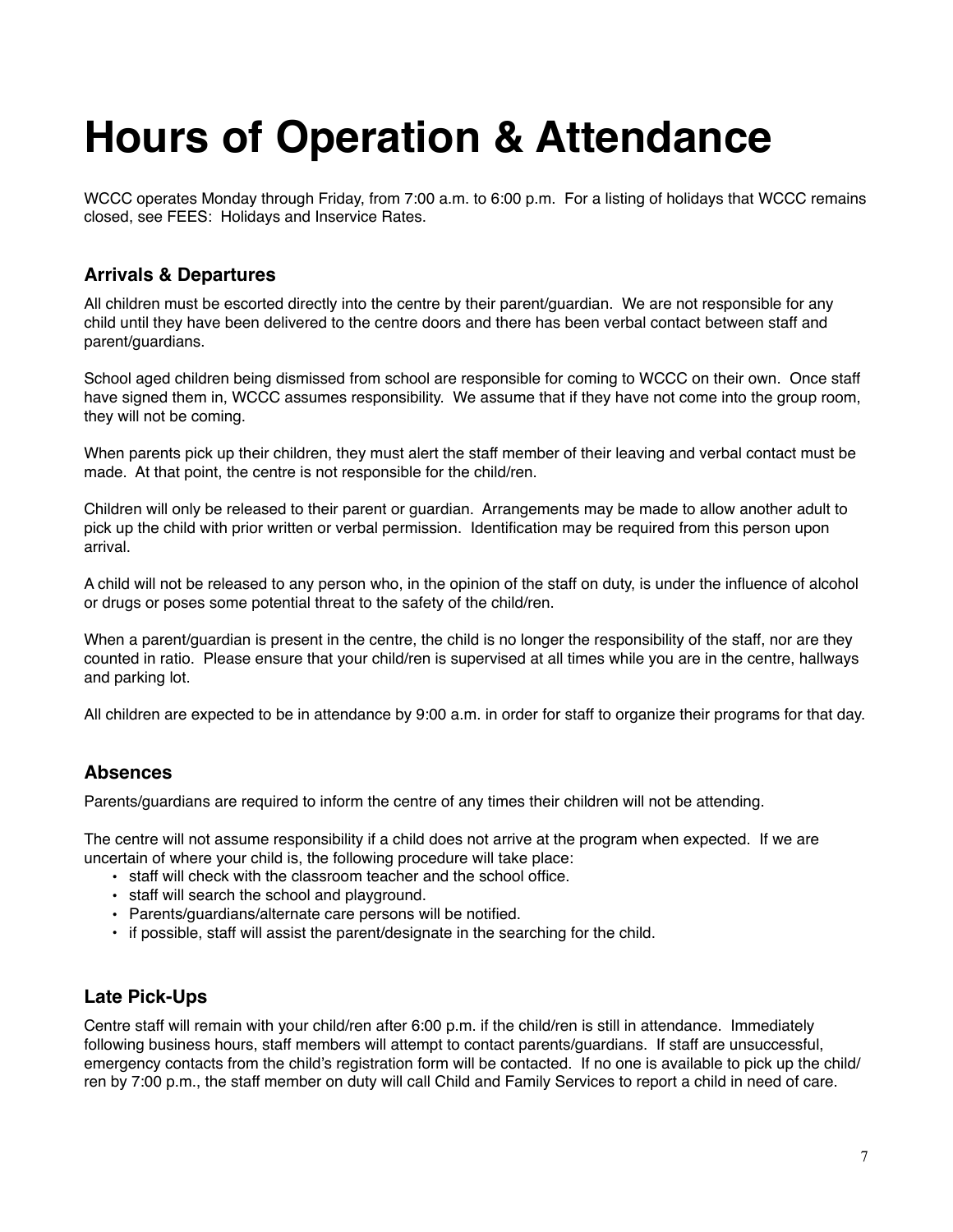# Hours of Operation & Attendance

WCCC operates Monday through Friday, from 7:00 a.m. to 6:00 p.m. For a listing of holidays that WCCC remains closed, see FEES: Holidays and Inservice Rates.

### Arrivals & Departures

All children must be escorted directly into the centre by their parent/guardian. We are not responsible for any child until they have been delivered to the centre doors and there has been verbal contact between staff and parent/guardians.

School aged children being dismissed from school are responsible for coming to WCCC on their own. Once staff have signed them in, WCCC assumes responsibility. We assume that if they have not come into the group room, they will not be coming.

When parents pick up their children, they must alert the staff member of their leaving and verbal contact must be made. At that point, the centre is not responsible for the child/ren.

Children will only be released to their parent or guardian. Arrangements may be made to allow another adult to pick up the child with prior written or verbal permission. Identification may be required from this person upon arrival.

A child will not be released to any person who, in the opinion of the staff on duty, is under the influence of alcohol or drugs or poses some potential threat to the safety of the child/ren.

When a parent/guardian is present in the centre, the child is no longer the responsibility of the staff, nor are they counted in ratio. Please ensure that your child/ren is supervised at all times while you are in the centre, hallways and parking lot.

All children are expected to be in attendance by 9:00 a.m. in order for staff to organize their programs for that day.

### Absences

Parents/guardians are required to inform the centre of any times their children will not be attending.

The centre will not assume responsibility if a child does not arrive at the program when expected. If we are uncertain of where your child is, the following procedure will take place:

- staff will check with the classroom teacher and the school office.
- staff will search the school and playground.
- Parents/guardians/alternate care persons will be notified.
- if possible, staff will assist the parent/designate in the searching for the child.

### Late Pick-Ups

Centre staff will remain with your child/ren after 6:00 p.m. if the child/ren is still in attendance. Immediately following business hours, staff members will attempt to contact parents/guardians. If staff are unsuccessful, emergency contacts from the child's registration form will be contacted. If no one is available to pick up the child/ren by 7:00 p.m., the staff member on duty will call Child and Family Services to report a child in need of care.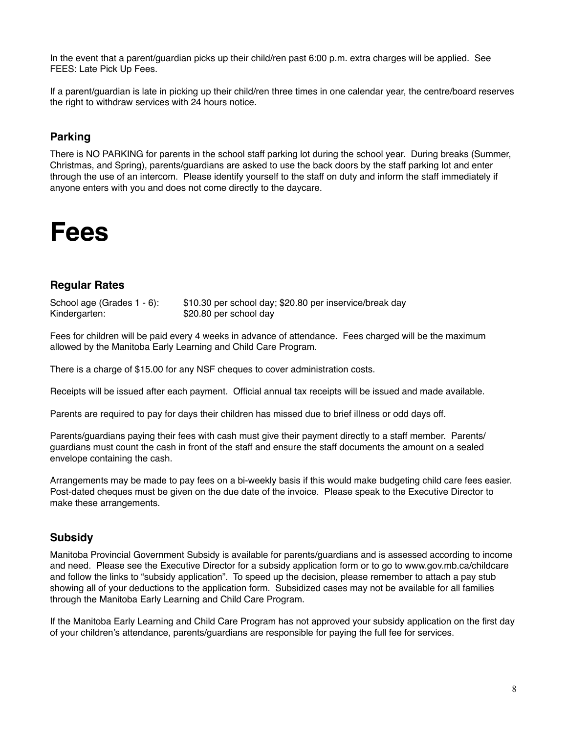In the event that a parent/guardian picks up their child/ren past 6:00 p.m. extra charges will be applied. See FEES: Late Pick Up Fees.

If a parent/guardian is late in picking up their child/ren three times in one calendar year, the centre/board reserves the right to withdraw services with 24 hours notice.

### Parking

There is NO PARKING for parents in the school staff parking lot during the school year. During breaks (Summer, Christmas, and Spring), parents/guardians are asked to use the back doors by the staff parking lot and enter through the use of an intercom. Please identify yourself to the staff on duty and inform the staff immediately if anyone enters with you and does not come directly to the daycare.

# Fees

### Regular Rates

| | |
|---|---|
| School age (Grades 1 - 6): | $10.30 per school day; $20.80 per inservice/break day |
| Kindergarten: | $20.80 per school day |

Fees for children will be paid every 4 weeks in advance of attendance. Fees charged will be the maximum allowed by the Manitoba Early Learning and Child Care Program.

There is a charge of $15.00 for any NSF cheques to cover administration costs.

Receipts will be issued after each payment. Official annual tax receipts will be issued and made available.

Parents are required to pay for days their children has missed due to brief illness or odd days off.

Parents/guardians paying their fees with cash must give their payment directly to a staff member. Parents/guardians must count the cash in front of the staff and ensure the staff documents the amount on a sealed envelope containing the cash.

Arrangements may be made to pay fees on a bi-weekly basis if this would make budgeting child care fees easier. Post-dated cheques must be given on the due date of the invoice. Please speak to the Executive Director to make these arrangements.

### Subsidy

Manitoba Provincial Government Subsidy is available for parents/guardians and is assessed according to income and need. Please see the Executive Director for a subsidy application form or to go to www.gov.mb.ca/childcare and follow the links to "subsidy application". To speed up the decision, please remember to attach a pay stub showing all of your deductions to the application form. Subsidized cases may not be available for all families through the Manitoba Early Learning and Child Care Program.

If the Manitoba Early Learning and Child Care Program has not approved your subsidy application on the first day of your children's attendance, parents/guardians are responsible for paying the full fee for services.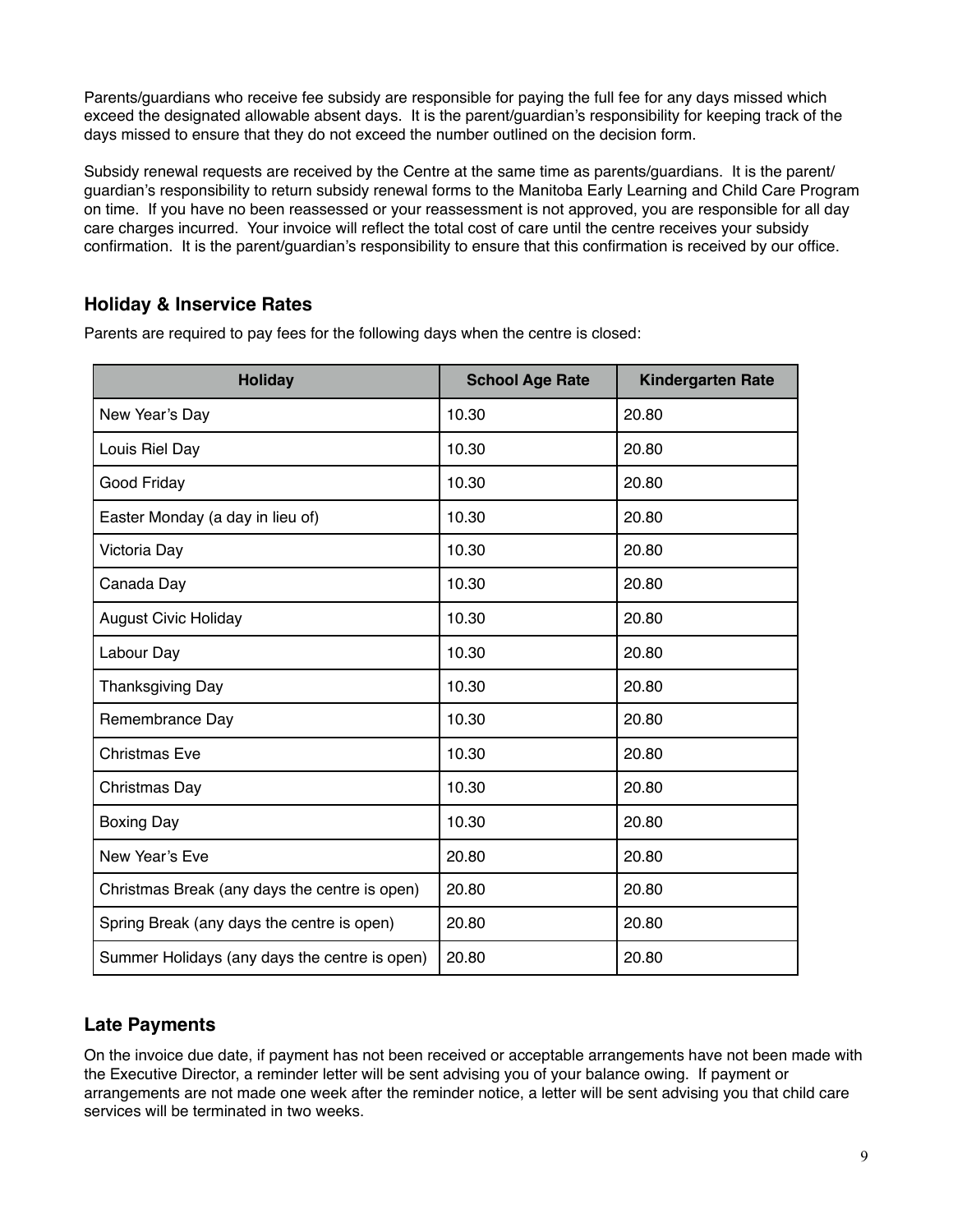Parents/guardians who receive fee subsidy are responsible for paying the full fee for any days missed which exceed the designated allowable absent days. It is the parent/guardian's responsibility for keeping track of the days missed to ensure that they do not exceed the number outlined on the decision form.

Subsidy renewal requests are received by the Centre at the same time as parents/guardians. It is the parent/guardian's responsibility to return subsidy renewal forms to the Manitoba Early Learning and Child Care Program on time. If you have no been reassessed or your reassessment is not approved, you are responsible for all day care charges incurred. Your invoice will reflect the total cost of care until the centre receives your subsidy confirmation. It is the parent/guardian's responsibility to ensure that this confirmation is received by our office.

## Holiday & Inservice Rates

Parents are required to pay fees for the following days when the centre is closed:

| Holiday | School Age Rate | Kindergarten Rate |
|---|---|---|
| New Year's Day | 10.30 | 20.80 |
| Louis Riel Day | 10.30 | 20.80 |
| Good Friday | 10.30 | 20.80 |
| Easter Monday (a day in lieu of) | 10.30 | 20.80 |
| Victoria Day | 10.30 | 20.80 |
| Canada Day | 10.30 | 20.80 |
| August Civic Holiday | 10.30 | 20.80 |
| Labour Day | 10.30 | 20.80 |
| Thanksgiving Day | 10.30 | 20.80 |
| Remembrance Day | 10.30 | 20.80 |
| Christmas Eve | 10.30 | 20.80 |
| Christmas Day | 10.30 | 20.80 |
| Boxing Day | 10.30 | 20.80 |
| New Year's Eve | 20.80 | 20.80 |
| Christmas Break (any days the centre is open) | 20.80 | 20.80 |
| Spring Break (any days the centre is open) | 20.80 | 20.80 |
| Summer Holidays (any days the centre is open) | 20.80 | 20.80 |

## Late Payments

On the invoice due date, if payment has not been received or acceptable arrangements have not been made with the Executive Director, a reminder letter will be sent advising you of your balance owing. If payment or arrangements are not made one week after the reminder notice, a letter will be sent advising you that child care services will be terminated in two weeks.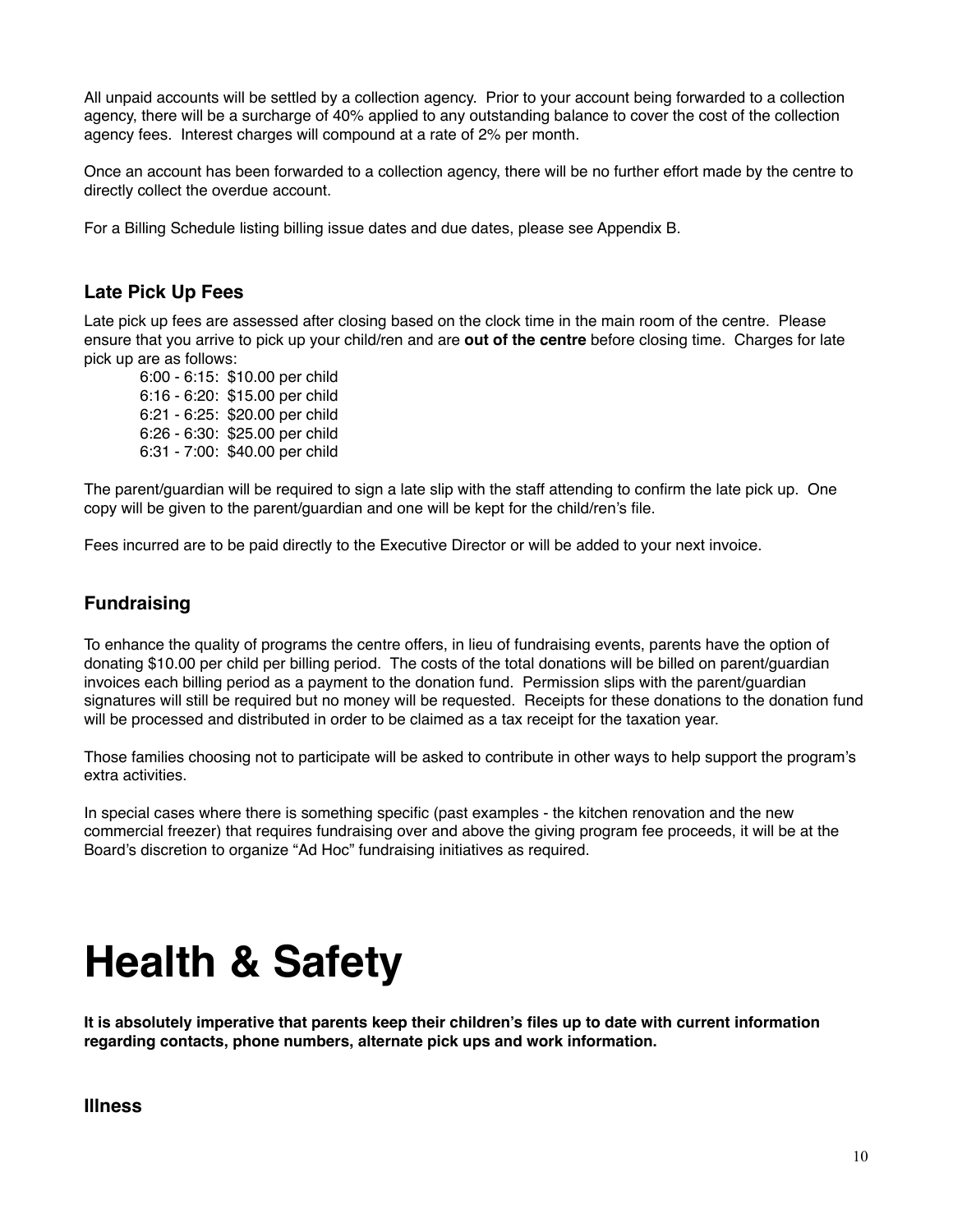All unpaid accounts will be settled by a collection agency. Prior to your account being forwarded to a collection agency, there will be a surcharge of 40% applied to any outstanding balance to cover the cost of the collection agency fees. Interest charges will compound at a rate of 2% per month.

Once an account has been forwarded to a collection agency, there will be no further effort made by the centre to directly collect the overdue account.

For a Billing Schedule listing billing issue dates and due dates, please see Appendix B.

### Late Pick Up Fees

Late pick up fees are assessed after closing based on the clock time in the main room of the centre. Please ensure that you arrive to pick up your child/ren and are **out of the centre** before closing time. Charges for late pick up are as follows:

- 6:00 - 6:15: $10.00 per child
- 6:16 - 6:20: $15.00 per child
- 6:21 - 6:25: $20.00 per child
- 6:26 - 6:30: $25.00 per child
- 6:31 - 7:00: $40.00 per child

The parent/guardian will be required to sign a late slip with the staff attending to confirm the late pick up. One copy will be given to the parent/guardian and one will be kept for the child/ren's file.

Fees incurred are to be paid directly to the Executive Director or will be added to your next invoice.

### Fundraising

To enhance the quality of programs the centre offers, in lieu of fundraising events, parents have the option of donating $10.00 per child per billing period. The costs of the total donations will be billed on parent/guardian invoices each billing period as a payment to the donation fund. Permission slips with the parent/guardian signatures will still be required but no money will be requested. Receipts for these donations to the donation fund will be processed and distributed in order to be claimed as a tax receipt for the taxation year.

Those families choosing not to participate will be asked to contribute in other ways to help support the program's extra activities.

In special cases where there is something specific (past examples - the kitchen renovation and the new commercial freezer) that requires fundraising over and above the giving program fee proceeds, it will be at the Board's discretion to organize "Ad Hoc" fundraising initiatives as required.

# Health & Safety

**It is absolutely imperative that parents keep their children's files up to date with current information regarding contacts, phone numbers, alternate pick ups and work information.**

### Illness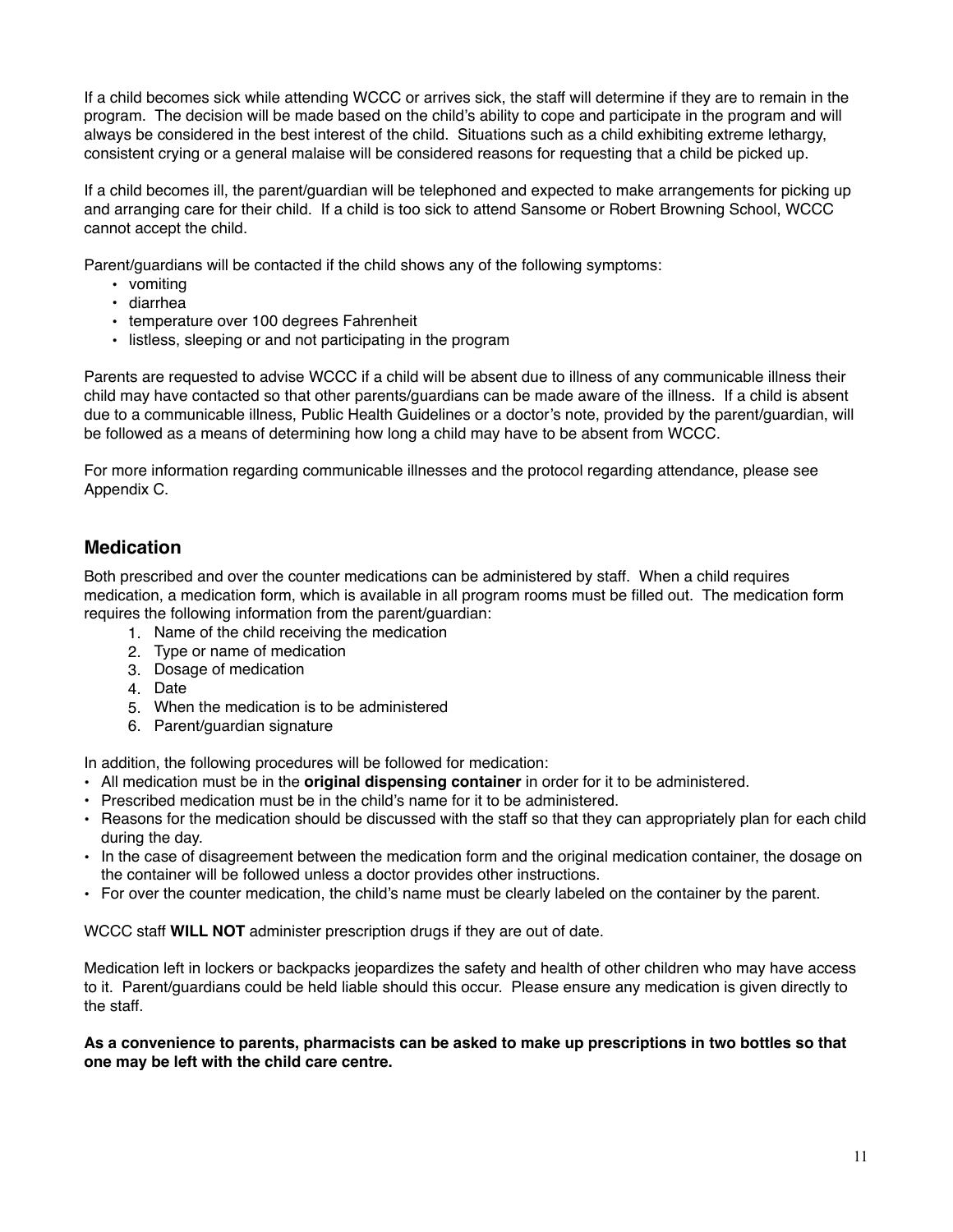If a child becomes sick while attending WCCC or arrives sick, the staff will determine if they are to remain in the program. The decision will be made based on the child's ability to cope and participate in the program and will always be considered in the best interest of the child. Situations such as a child exhibiting extreme lethargy, consistent crying or a general malaise will be considered reasons for requesting that a child be picked up.

If a child becomes ill, the parent/guardian will be telephoned and expected to make arrangements for picking up and arranging care for their child. If a child is too sick to attend Sansome or Robert Browning School, WCCC cannot accept the child.

Parent/guardians will be contacted if the child shows any of the following symptoms:

- vomiting
- diarrhea
- temperature over 100 degrees Fahrenheit
- listless, sleeping or and not participating in the program

Parents are requested to advise WCCC if a child will be absent due to illness of any communicable illness their child may have contacted so that other parents/guardians can be made aware of the illness. If a child is absent due to a communicable illness, Public Health Guidelines or a doctor's note, provided by the parent/guardian, will be followed as a means of determining how long a child may have to be absent from WCCC.

For more information regarding communicable illnesses and the protocol regarding attendance, please see Appendix C.

## Medication

Both prescribed and over the counter medications can be administered by staff. When a child requires medication, a medication form, which is available in all program rooms must be filled out. The medication form requires the following information from the parent/guardian:

1. Name of the child receiving the medication
2. Type or name of medication
3. Dosage of medication
4. Date
5. When the medication is to be administered
6. Parent/guardian signature

In addition, the following procedures will be followed for medication:

- All medication must be in the **original dispensing container** in order for it to be administered.
- Prescribed medication must be in the child's name for it to be administered.
- Reasons for the medication should be discussed with the staff so that they can appropriately plan for each child during the day.
- In the case of disagreement between the medication form and the original medication container, the dosage on the container will be followed unless a doctor provides other instructions.
- For over the counter medication, the child's name must be clearly labeled on the container by the parent.

WCCC staff **WILL NOT** administer prescription drugs if they are out of date.

Medication left in lockers or backpacks jeopardizes the safety and health of other children who may have access to it. Parent/guardians could be held liable should this occur. Please ensure any medication is given directly to the staff.

**As a convenience to parents, pharmacists can be asked to make up prescriptions in two bottles so that one may be left with the child care centre.**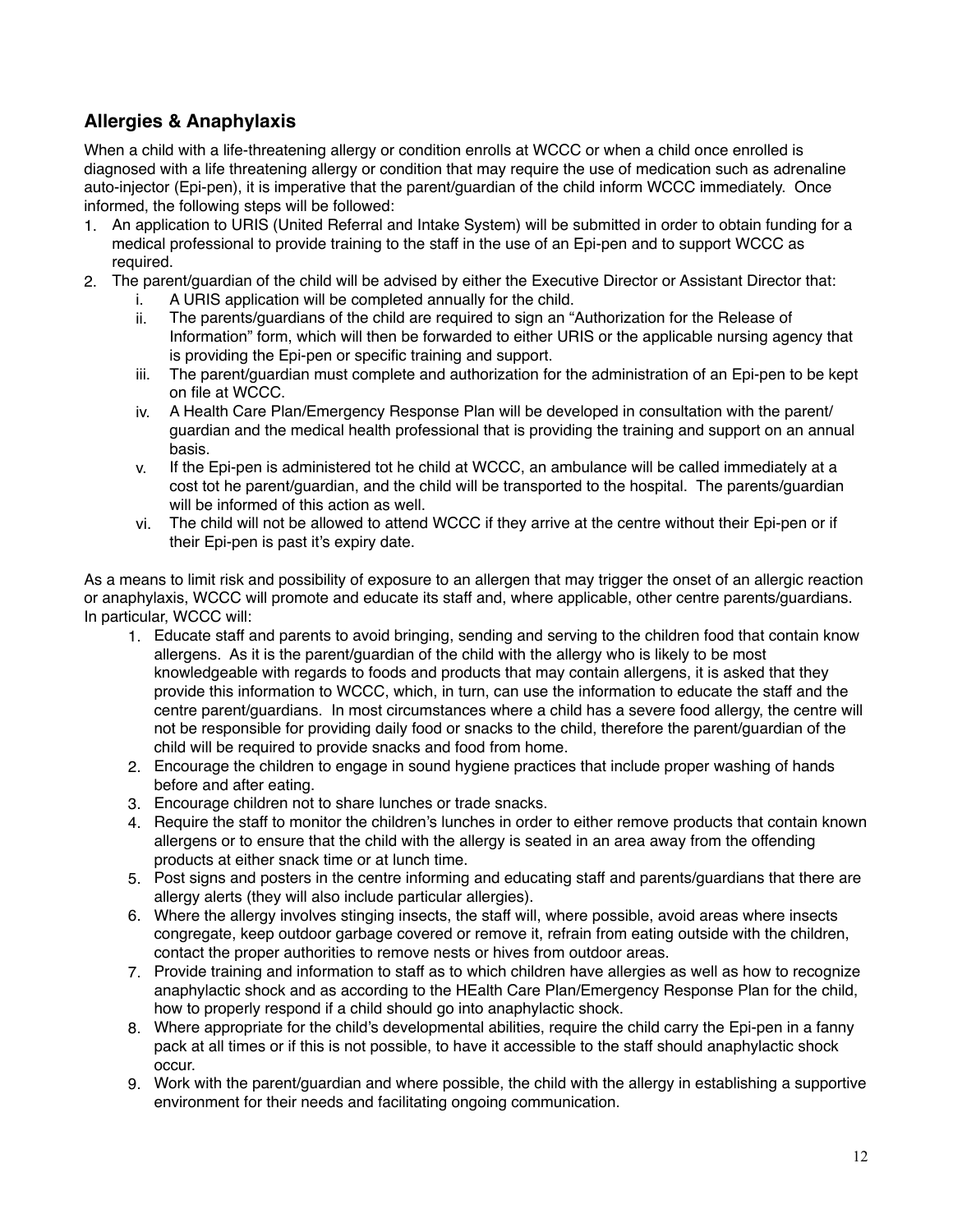## Allergies & Anaphylaxis

When a child with a life-threatening allergy or condition enrolls at WCCC or when a child once enrolled is diagnosed with a life threatening allergy or condition that may require the use of medication such as adrenaline auto-injector (Epi-pen), it is imperative that the parent/guardian of the child inform WCCC immediately. Once informed, the following steps will be followed:

1. An application to URIS (United Referral and Intake System) will be submitted in order to obtain funding for a medical professional to provide training to the staff in the use of an Epi-pen and to support WCCC as required.
2. The parent/guardian of the child will be advised by either the Executive Director or Assistant Director that:
   i. A URIS application will be completed annually for the child.
   ii. The parents/guardians of the child are required to sign an "Authorization for the Release of Information" form, which will then be forwarded to either URIS or the applicable nursing agency that is providing the Epi-pen or specific training and support.
   iii. The parent/guardian must complete and authorization for the administration of an Epi-pen to be kept on file at WCCC.
   iv. A Health Care Plan/Emergency Response Plan will be developed in consultation with the parent/guardian and the medical health professional that is providing the training and support on an annual basis.
   v. If the Epi-pen is administered tot he child at WCCC, an ambulance will be called immediately at a cost tot he parent/guardian, and the child will be transported to the hospital. The parents/guardian will be informed of this action as well.
   vi. The child will not be allowed to attend WCCC if they arrive at the centre without their Epi-pen or if their Epi-pen is past it's expiry date.

As a means to limit risk and possibility of exposure to an allergen that may trigger the onset of an allergic reaction or anaphylaxis, WCCC will promote and educate its staff and, where applicable, other centre parents/guardians. In particular, WCCC will:

1. Educate staff and parents to avoid bringing, sending and serving to the children food that contain know allergens. As it is the parent/guardian of the child with the allergy who is likely to be most knowledgeable with regards to foods and products that may contain allergens, it is asked that they provide this information to WCCC, which, in turn, can use the information to educate the staff and the centre parent/guardians. In most circumstances where a child has a severe food allergy, the centre will not be responsible for providing daily food or snacks to the child, therefore the parent/guardian of the child will be required to provide snacks and food from home.
2. Encourage the children to engage in sound hygiene practices that include proper washing of hands before and after eating.
3. Encourage children not to share lunches or trade snacks.
4. Require the staff to monitor the children's lunches in order to either remove products that contain known allergens or to ensure that the child with the allergy is seated in an area away from the offending products at either snack time or at lunch time.
5. Post signs and posters in the centre informing and educating staff and parents/guardians that there are allergy alerts (they will also include particular allergies).
6. Where the allergy involves stinging insects, the staff will, where possible, avoid areas where insects congregate, keep outdoor garbage covered or remove it, refrain from eating outside with the children, contact the proper authorities to remove nests or hives from outdoor areas.
7. Provide training and information to staff as to which children have allergies as well as how to recognize anaphylactic shock and as according to the HEalth Care Plan/Emergency Response Plan for the child, how to properly respond if a child should go into anaphylactic shock.
8. Where appropriate for the child's developmental abilities, require the child carry the Epi-pen in a fanny pack at all times or if this is not possible, to have it accessible to the staff should anaphylactic shock occur.
9. Work with the parent/guardian and where possible, the child with the allergy in establishing a supportive environment for their needs and facilitating ongoing communication.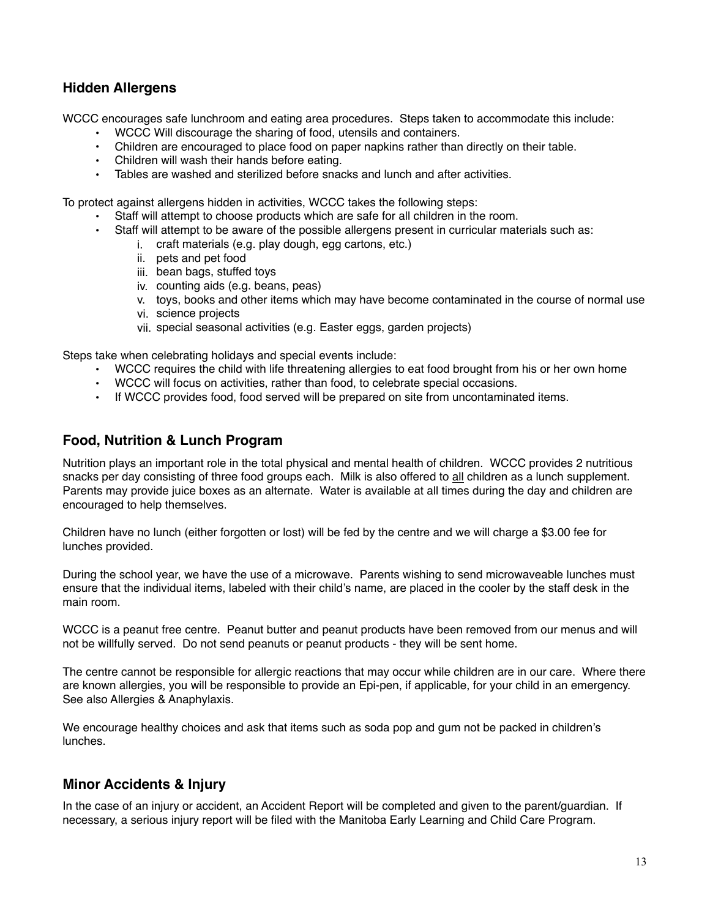## Hidden Allergens

WCCC encourages safe lunchroom and eating area procedures. Steps taken to accommodate this include:

- WCCC Will discourage the sharing of food, utensils and containers.
- Children are encouraged to place food on paper napkins rather than directly on their table.
- Children will wash their hands before eating.
- Tables are washed and sterilized before snacks and lunch and after activities.

To protect against allergens hidden in activities, WCCC takes the following steps:

- Staff will attempt to choose products which are safe for all children in the room.
- Staff will attempt to be aware of the possible allergens present in curricular materials such as:
    1. craft materials (e.g. play dough, egg cartons, etc.)
    2. pets and pet food
    3. bean bags, stuffed toys
    4. counting aids (e.g. beans, peas)
    5. toys, books and other items which may have become contaminated in the course of normal use
    6. science projects
    7. special seasonal activities (e.g. Easter eggs, garden projects)

Steps take when celebrating holidays and special events include:

- WCCC requires the child with life threatening allergies to eat food brought from his or her own home
- WCCC will focus on activities, rather than food, to celebrate special occasions.
- If WCCC provides food, food served will be prepared on site from uncontaminated items.

## Food, Nutrition & Lunch Program

Nutrition plays an important role in the total physical and mental health of children. WCCC provides 2 nutritious snacks per day consisting of three food groups each. Milk is also offered to <u>all</u> children as a lunch supplement. Parents may provide juice boxes as an alternate. Water is available at all times during the day and children are encouraged to help themselves.

Children have no lunch (either forgotten or lost) will be fed by the centre and we will charge a $3.00 fee for lunches provided.

During the school year, we have the use of a microwave. Parents wishing to send microwaveable lunches must ensure that the individual items, labeled with their child's name, are placed in the cooler by the staff desk in the main room.

WCCC is a peanut free centre. Peanut butter and peanut products have been removed from our menus and will not be willfully served. Do not send peanuts or peanut products - they will be sent home.

The centre cannot be responsible for allergic reactions that may occur while children are in our care. Where there are known allergies, you will be responsible to provide an Epi-pen, if applicable, for your child in an emergency. See also Allergies & Anaphylaxis.

We encourage healthy choices and ask that items such as soda pop and gum not be packed in children's lunches.

## Minor Accidents & Injury

In the case of an injury or accident, an Accident Report will be completed and given to the parent/guardian. If necessary, a serious injury report will be filed with the Manitoba Early Learning and Child Care Program.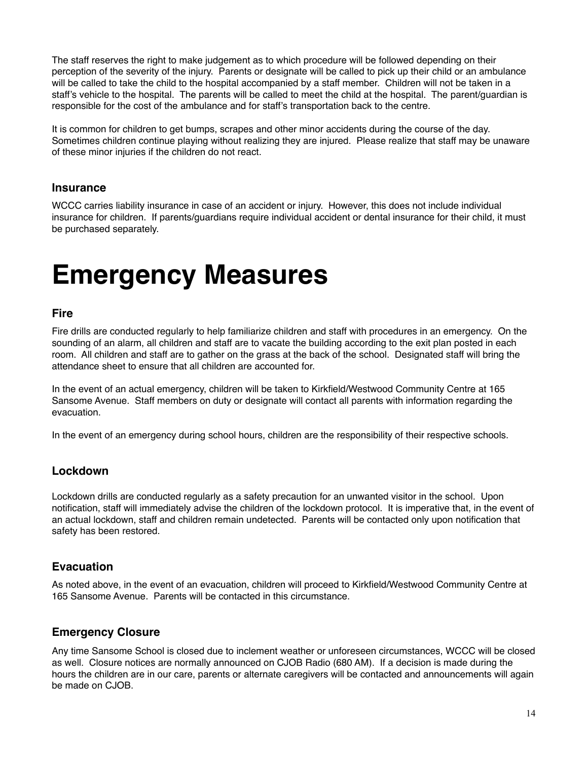The staff reserves the right to make judgement as to which procedure will be followed depending on their perception of the severity of the injury. Parents or designate will be called to pick up their child or an ambulance will be called to take the child to the hospital accompanied by a staff member. Children will not be taken in a staff's vehicle to the hospital. The parents will be called to meet the child at the hospital. The parent/guardian is responsible for the cost of the ambulance and for staff's transportation back to the centre.

It is common for children to get bumps, scrapes and other minor accidents during the course of the day. Sometimes children continue playing without realizing they are injured. Please realize that staff may be unaware of these minor injuries if the children do not react.

### Insurance

WCCC carries liability insurance in case of an accident or injury. However, this does not include individual insurance for children. If parents/guardians require individual accident or dental insurance for their child, it must be purchased separately.

# Emergency Measures

### Fire

Fire drills are conducted regularly to help familiarize children and staff with procedures in an emergency. On the sounding of an alarm, all children and staff are to vacate the building according to the exit plan posted in each room. All children and staff are to gather on the grass at the back of the school. Designated staff will bring the attendance sheet to ensure that all children are accounted for.

In the event of an actual emergency, children will be taken to Kirkfield/Westwood Community Centre at 165 Sansome Avenue. Staff members on duty or designate will contact all parents with information regarding the evacuation.

In the event of an emergency during school hours, children are the responsibility of their respective schools.

### Lockdown

Lockdown drills are conducted regularly as a safety precaution for an unwanted visitor in the school. Upon notification, staff will immediately advise the children of the lockdown protocol. It is imperative that, in the event of an actual lockdown, staff and children remain undetected. Parents will be contacted only upon notification that safety has been restored.

### Evacuation

As noted above, in the event of an evacuation, children will proceed to Kirkfield/Westwood Community Centre at 165 Sansome Avenue. Parents will be contacted in this circumstance.

### Emergency Closure

Any time Sansome School is closed due to inclement weather or unforeseen circumstances, WCCC will be closed as well. Closure notices are normally announced on CJOB Radio (680 AM). If a decision is made during the hours the children are in our care, parents or alternate caregivers will be contacted and announcements will again be made on CJOB.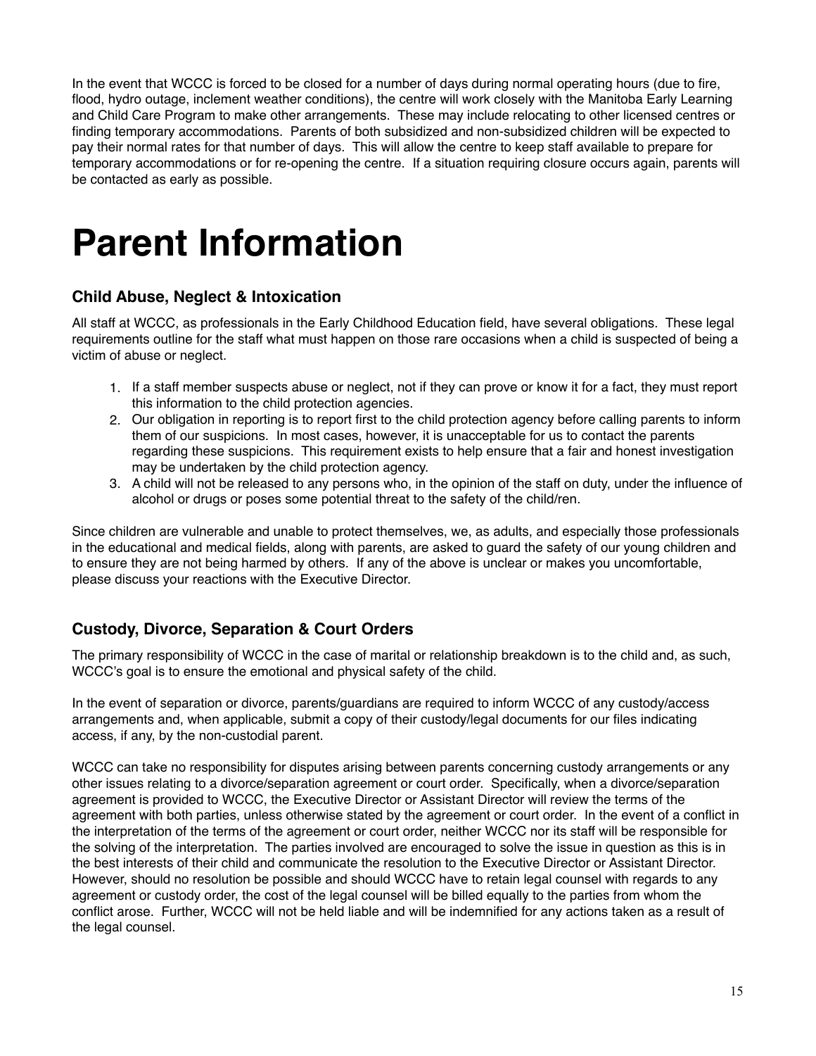In the event that WCCC is forced to be closed for a number of days during normal operating hours (due to fire, flood, hydro outage, inclement weather conditions), the centre will work closely with the Manitoba Early Learning and Child Care Program to make other arrangements. These may include relocating to other licensed centres or finding temporary accommodations. Parents of both subsidized and non-subsidized children will be expected to pay their normal rates for that number of days. This will allow the centre to keep staff available to prepare for temporary accommodations or for re-opening the centre. If a situation requiring closure occurs again, parents will be contacted as early as possible.

# Parent Information

### Child Abuse, Neglect & Intoxication

All staff at WCCC, as professionals in the Early Childhood Education field, have several obligations. These legal requirements outline for the staff what must happen on those rare occasions when a child is suspected of being a victim of abuse or neglect.

1. If a staff member suspects abuse or neglect, not if they can prove or know it for a fact, they must report this information to the child protection agencies.
2. Our obligation in reporting is to report first to the child protection agency before calling parents to inform them of our suspicions. In most cases, however, it is unacceptable for us to contact the parents regarding these suspicions. This requirement exists to help ensure that a fair and honest investigation may be undertaken by the child protection agency.
3. A child will not be released to any persons who, in the opinion of the staff on duty, under the influence of alcohol or drugs or poses some potential threat to the safety of the child/ren.

Since children are vulnerable and unable to protect themselves, we, as adults, and especially those professionals in the educational and medical fields, along with parents, are asked to guard the safety of our young children and to ensure they are not being harmed by others. If any of the above is unclear or makes you uncomfortable, please discuss your reactions with the Executive Director.

### Custody, Divorce, Separation & Court Orders

The primary responsibility of WCCC in the case of marital or relationship breakdown is to the child and, as such, WCCC's goal is to ensure the emotional and physical safety of the child.

In the event of separation or divorce, parents/guardians are required to inform WCCC of any custody/access arrangements and, when applicable, submit a copy of their custody/legal documents for our files indicating access, if any, by the non-custodial parent.

WCCC can take no responsibility for disputes arising between parents concerning custody arrangements or any other issues relating to a divorce/separation agreement or court order. Specifically, when a divorce/separation agreement is provided to WCCC, the Executive Director or Assistant Director will review the terms of the agreement with both parties, unless otherwise stated by the agreement or court order. In the event of a conflict in the interpretation of the terms of the agreement or court order, neither WCCC nor its staff will be responsible for the solving of the interpretation. The parties involved are encouraged to solve the issue in question as this is in the best interests of their child and communicate the resolution to the Executive Director or Assistant Director. However, should no resolution be possible and should WCCC have to retain legal counsel with regards to any agreement or custody order, the cost of the legal counsel will be billed equally to the parties from whom the conflict arose. Further, WCCC will not be held liable and will be indemnified for any actions taken as a result of the legal counsel.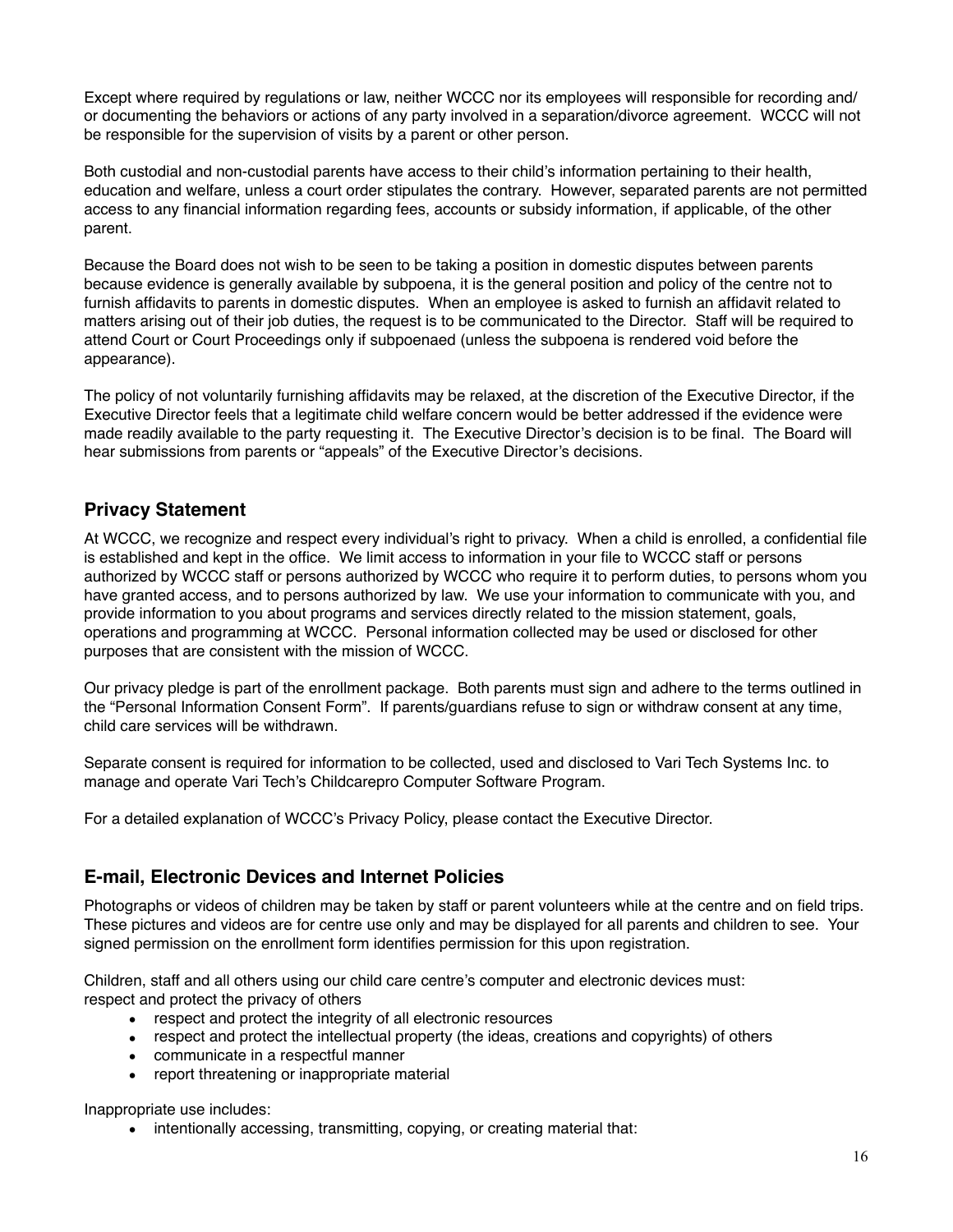Except where required by regulations or law, neither WCCC nor its employees will responsible for recording and/or documenting the behaviors or actions of any party involved in a separation/divorce agreement. WCCC will not be responsible for the supervision of visits by a parent or other person.

Both custodial and non-custodial parents have access to their child's information pertaining to their health, education and welfare, unless a court order stipulates the contrary. However, separated parents are not permitted access to any financial information regarding fees, accounts or subsidy information, if applicable, of the other parent.

Because the Board does not wish to be seen to be taking a position in domestic disputes between parents because evidence is generally available by subpoena, it is the general position and policy of the centre not to furnish affidavits to parents in domestic disputes. When an employee is asked to furnish an affidavit related to matters arising out of their job duties, the request is to be communicated to the Director. Staff will be required to attend Court or Court Proceedings only if subpoenaed (unless the subpoena is rendered void before the appearance).

The policy of not voluntarily furnishing affidavits may be relaxed, at the discretion of the Executive Director, if the Executive Director feels that a legitimate child welfare concern would be better addressed if the evidence were made readily available to the party requesting it. The Executive Director's decision is to be final. The Board will hear submissions from parents or "appeals" of the Executive Director's decisions.

## Privacy Statement

At WCCC, we recognize and respect every individual's right to privacy. When a child is enrolled, a confidential file is established and kept in the office. We limit access to information in your file to WCCC staff or persons authorized by WCCC staff or persons authorized by WCCC who require it to perform duties, to persons whom you have granted access, and to persons authorized by law. We use your information to communicate with you, and provide information to you about programs and services directly related to the mission statement, goals, operations and programming at WCCC. Personal information collected may be used or disclosed for other purposes that are consistent with the mission of WCCC.

Our privacy pledge is part of the enrollment package. Both parents must sign and adhere to the terms outlined in the "Personal Information Consent Form". If parents/guardians refuse to sign or withdraw consent at any time, child care services will be withdrawn.

Separate consent is required for information to be collected, used and disclosed to Vari Tech Systems Inc. to manage and operate Vari Tech's Childcarepro Computer Software Program.

For a detailed explanation of WCCC's Privacy Policy, please contact the Executive Director.

## E-mail, Electronic Devices and Internet Policies

Photographs or videos of children may be taken by staff or parent volunteers while at the centre and on field trips. These pictures and videos are for centre use only and may be displayed for all parents and children to see. Your signed permission on the enrollment form identifies permission for this upon registration.

Children, staff and all others using our child care centre's computer and electronic devices must:
respect and protect the privacy of others

- respect and protect the integrity of all electronic resources
- respect and protect the intellectual property (the ideas, creations and copyrights) of others
- communicate in a respectful manner
- report threatening or inappropriate material

Inappropriate use includes:

- intentionally accessing, transmitting, copying, or creating material that: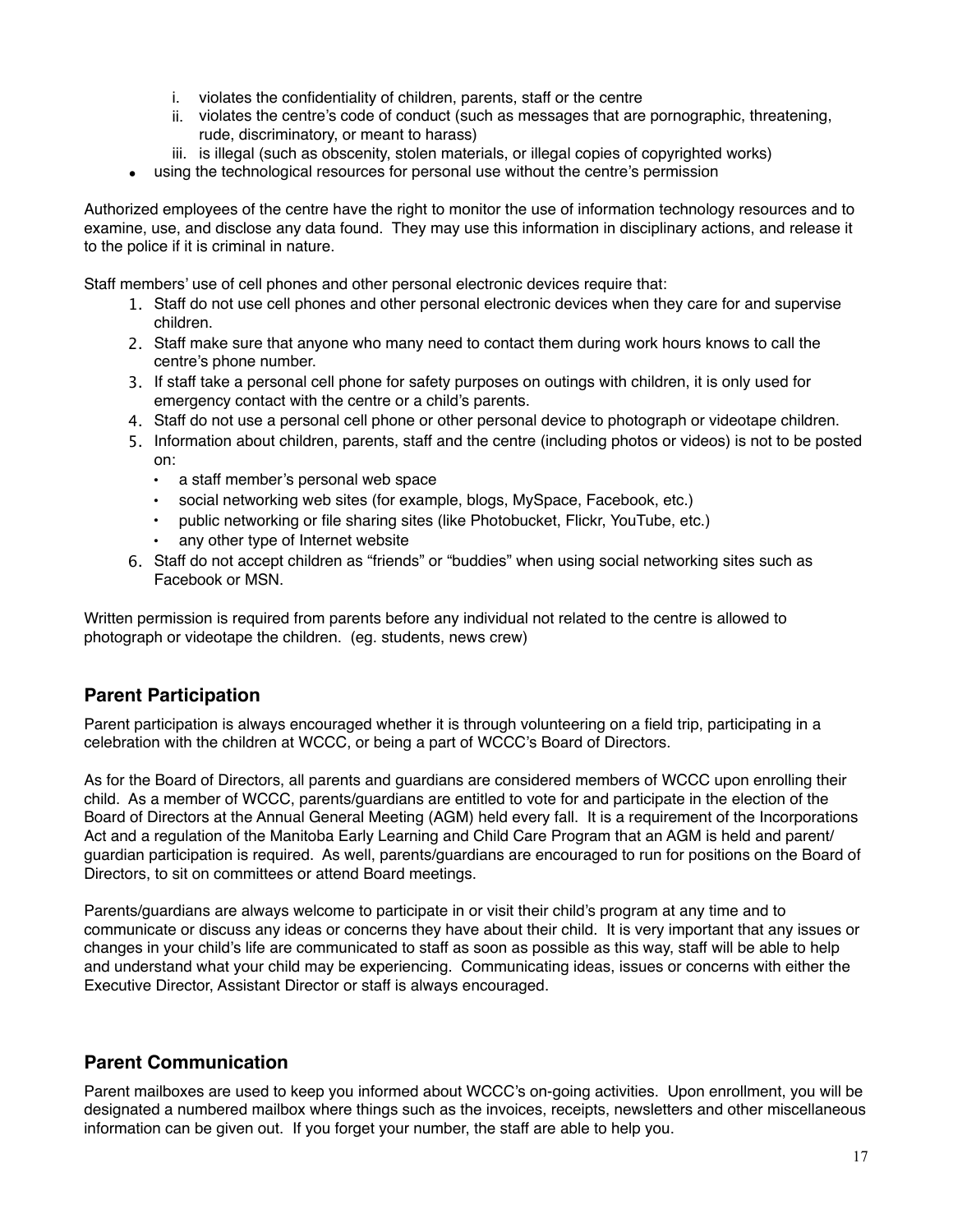i. violates the confidentiality of children, parents, staff or the centre
    ii. violates the centre's code of conduct (such as messages that are pornographic, threatening, rude, discriminatory, or meant to harass)
    iii. is illegal (such as obscenity, stolen materials, or illegal copies of copyrighted works)
- using the technological resources for personal use without the centre's permission

Authorized employees of the centre have the right to monitor the use of information technology resources and to examine, use, and disclose any data found. They may use this information in disciplinary actions, and release it to the police if it is criminal in nature.

Staff members' use of cell phones and other personal electronic devices require that:

1. Staff do not use cell phones and other personal electronic devices when they care for and supervise children.
2. Staff make sure that anyone who many need to contact them during work hours knows to call the centre's phone number.
3. If staff take a personal cell phone for safety purposes on outings with children, it is only used for emergency contact with the centre or a child's parents.
4. Staff do not use a personal cell phone or other personal device to photograph or videotape children.
5. Information about children, parents, staff and the centre (including photos or videos) is not to be posted on:
    - a staff member's personal web space
    - social networking web sites (for example, blogs, MySpace, Facebook, etc.)
    - public networking or file sharing sites (like Photobucket, Flickr, YouTube, etc.)
    - any other type of Internet website
6. Staff do not accept children as "friends" or "buddies" when using social networking sites such as Facebook or MSN.

Written permission is required from parents before any individual not related to the centre is allowed to photograph or videotape the children. (eg. students, news crew)

## Parent Participation

Parent participation is always encouraged whether it is through volunteering on a field trip, participating in a celebration with the children at WCCC, or being a part of WCCC's Board of Directors.

As for the Board of Directors, all parents and guardians are considered members of WCCC upon enrolling their child. As a member of WCCC, parents/guardians are entitled to vote for and participate in the election of the Board of Directors at the Annual General Meeting (AGM) held every fall. It is a requirement of the Incorporations Act and a regulation of the Manitoba Early Learning and Child Care Program that an AGM is held and parent/guardian participation is required. As well, parents/guardians are encouraged to run for positions on the Board of Directors, to sit on committees or attend Board meetings.

Parents/guardians are always welcome to participate in or visit their child's program at any time and to communicate or discuss any ideas or concerns they have about their child. It is very important that any issues or changes in your child's life are communicated to staff as soon as possible as this way, staff will be able to help and understand what your child may be experiencing. Communicating ideas, issues or concerns with either the Executive Director, Assistant Director or staff is always encouraged.

## Parent Communication

Parent mailboxes are used to keep you informed about WCCC's on-going activities. Upon enrollment, you will be designated a numbered mailbox where things such as the invoices, receipts, newsletters and other miscellaneous information can be given out. If you forget your number, the staff are able to help you.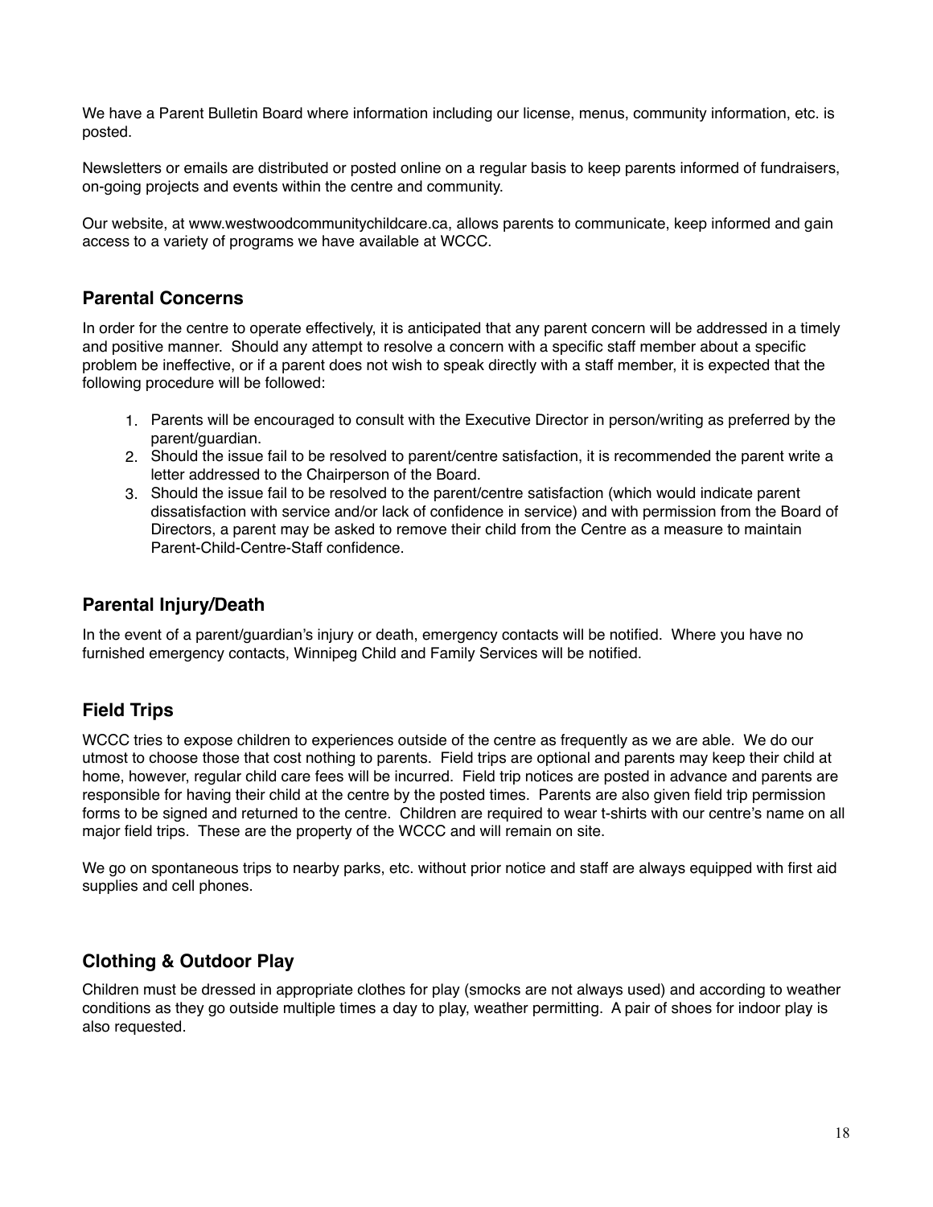We have a Parent Bulletin Board where information including our license, menus, community information, etc. is posted.

Newsletters or emails are distributed or posted online on a regular basis to keep parents informed of fundraisers, on-going projects and events within the centre and community.

Our website, at www.westwoodcommunitychildcare.ca, allows parents to communicate, keep informed and gain access to a variety of programs we have available at WCCC.

## Parental Concerns

In order for the centre to operate effectively, it is anticipated that any parent concern will be addressed in a timely and positive manner. Should any attempt to resolve a concern with a specific staff member about a specific problem be ineffective, or if a parent does not wish to speak directly with a staff member, it is expected that the following procedure will be followed:

1. Parents will be encouraged to consult with the Executive Director in person/writing as preferred by the parent/guardian.
2. Should the issue fail to be resolved to parent/centre satisfaction, it is recommended the parent write a letter addressed to the Chairperson of the Board.
3. Should the issue fail to be resolved to the parent/centre satisfaction (which would indicate parent dissatisfaction with service and/or lack of confidence in service) and with permission from the Board of Directors, a parent may be asked to remove their child from the Centre as a measure to maintain Parent-Child-Centre-Staff confidence.

## Parental Injury/Death

In the event of a parent/guardian's injury or death, emergency contacts will be notified. Where you have no furnished emergency contacts, Winnipeg Child and Family Services will be notified.

## Field Trips

WCCC tries to expose children to experiences outside of the centre as frequently as we are able. We do our utmost to choose those that cost nothing to parents. Field trips are optional and parents may keep their child at home, however, regular child care fees will be incurred. Field trip notices are posted in advance and parents are responsible for having their child at the centre by the posted times. Parents are also given field trip permission forms to be signed and returned to the centre. Children are required to wear t-shirts with our centre's name on all major field trips. These are the property of the WCCC and will remain on site.

We go on spontaneous trips to nearby parks, etc. without prior notice and staff are always equipped with first aid supplies and cell phones.

## Clothing & Outdoor Play

Children must be dressed in appropriate clothes for play (smocks are not always used) and according to weather conditions as they go outside multiple times a day to play, weather permitting. A pair of shoes for indoor play is also requested.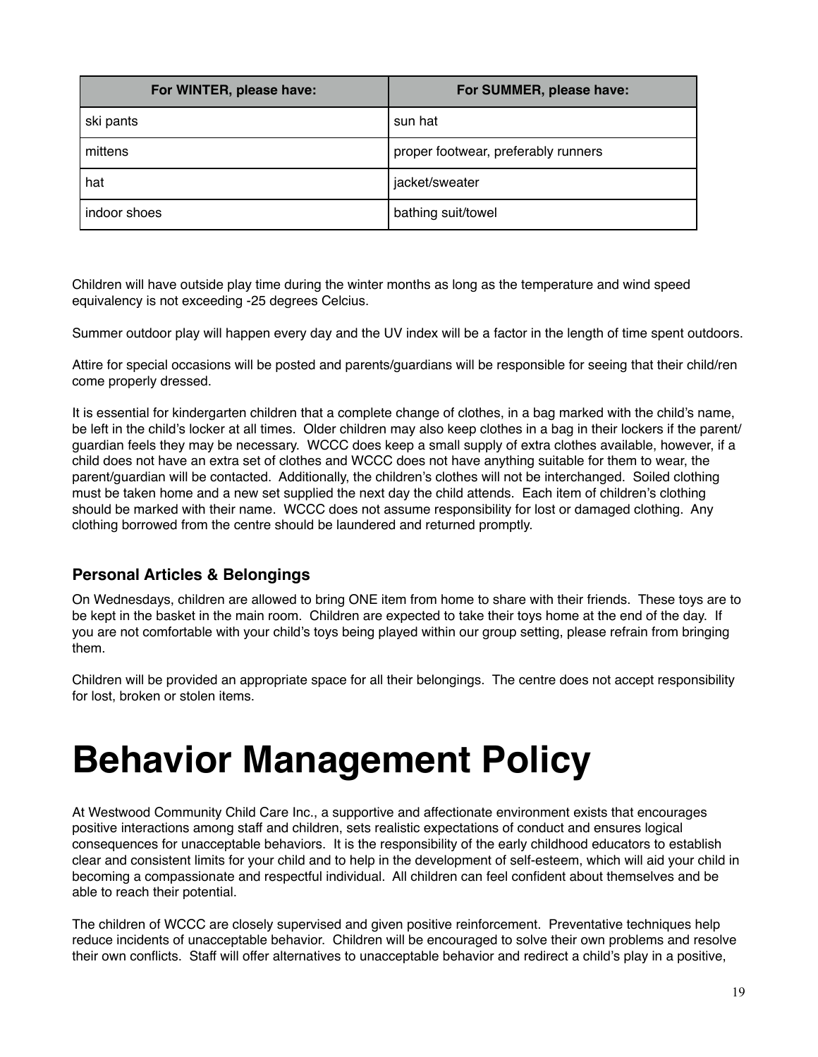| For WINTER, please have: | For SUMMER, please have: |
| --- | --- |
| ski pants | sun hat |
| mittens | proper footwear, preferably runners |
| hat | jacket/sweater |
| indoor shoes | bathing suit/towel |

Children will have outside play time during the winter months as long as the temperature and wind speed equivalency is not exceeding -25 degrees Celcius.

Summer outdoor play will happen every day and the UV index will be a factor in the length of time spent outdoors.

Attire for special occasions will be posted and parents/guardians will be responsible for seeing that their child/ren come properly dressed.

It is essential for kindergarten children that a complete change of clothes, in a bag marked with the child's name, be left in the child's locker at all times. Older children may also keep clothes in a bag in their lockers if the parent/guardian feels they may be necessary. WCCC does keep a small supply of extra clothes available, however, if a child does not have an extra set of clothes and WCCC does not have anything suitable for them to wear, the parent/guardian will be contacted. Additionally, the children's clothes will not be interchanged. Soiled clothing must be taken home and a new set supplied the next day the child attends. Each item of children's clothing should be marked with their name. WCCC does not assume responsibility for lost or damaged clothing. Any clothing borrowed from the centre should be laundered and returned promptly.

### Personal Articles & Belongings

On Wednesdays, children are allowed to bring ONE item from home to share with their friends. These toys are to be kept in the basket in the main room. Children are expected to take their toys home at the end of the day. If you are not comfortable with your child's toys being played within our group setting, please refrain from bringing them.

Children will be provided an appropriate space for all their belongings. The centre does not accept responsibility for lost, broken or stolen items.

# Behavior Management Policy

At Westwood Community Child Care Inc., a supportive and affectionate environment exists that encourages positive interactions among staff and children, sets realistic expectations of conduct and ensures logical consequences for unacceptable behaviors. It is the responsibility of the early childhood educators to establish clear and consistent limits for your child and to help in the development of self-esteem, which will aid your child in becoming a compassionate and respectful individual. All children can feel confident about themselves and be able to reach their potential.

The children of WCCC are closely supervised and given positive reinforcement. Preventative techniques help reduce incidents of unacceptable behavior. Children will be encouraged to solve their own problems and resolve their own conflicts. Staff will offer alternatives to unacceptable behavior and redirect a child's play in a positive,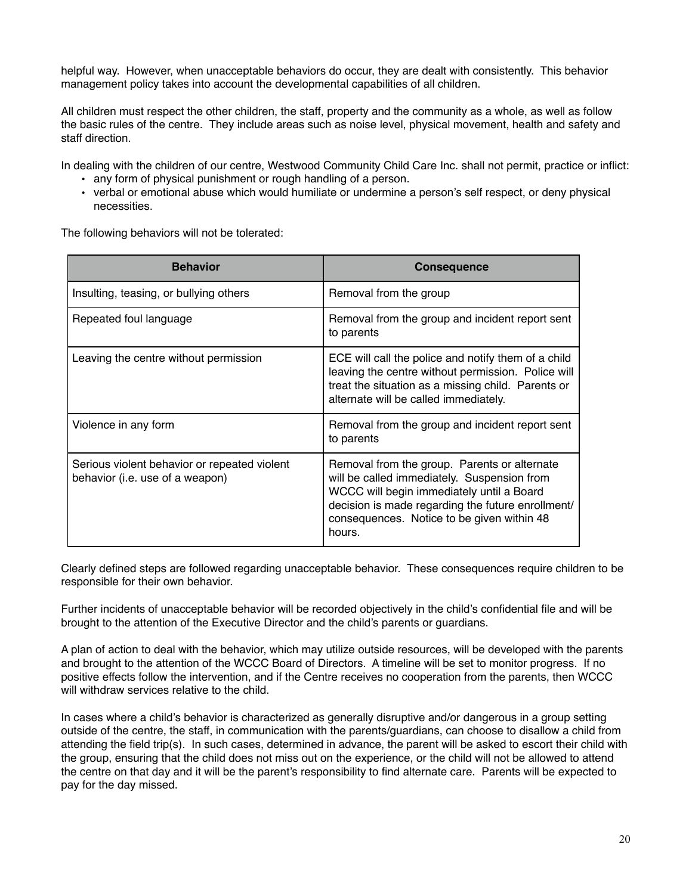helpful way. However, when unacceptable behaviors do occur, they are dealt with consistently. This behavior management policy takes into account the developmental capabilities of all children.

All children must respect the other children, the staff, property and the community as a whole, as well as follow the basic rules of the centre. They include areas such as noise level, physical movement, health and safety and staff direction.

In dealing with the children of our centre, Westwood Community Child Care Inc. shall not permit, practice or inflict:

- any form of physical punishment or rough handling of a person.
- verbal or emotional abuse which would humiliate or undermine a person's self respect, or deny physical necessities.

The following behaviors will not be tolerated:

| Behavior | Consequence |
| --- | --- |
| Insulting, teasing, or bullying others | Removal from the group |
| Repeated foul language | Removal from the group and incident report sent to parents |
| Leaving the centre without permission | ECE will call the police and notify them of a child leaving the centre without permission. Police will treat the situation as a missing child. Parents or alternate will be called immediately. |
| Violence in any form | Removal from the group and incident report sent to parents |
| Serious violent behavior or repeated violent behavior (i.e. use of a weapon) | Removal from the group. Parents or alternate will be called immediately. Suspension from WCCC will begin immediately until a Board decision is made regarding the future enrollment/ consequences. Notice to be given within 48 hours. |

Clearly defined steps are followed regarding unacceptable behavior. These consequences require children to be responsible for their own behavior.

Further incidents of unacceptable behavior will be recorded objectively in the child's confidential file and will be brought to the attention of the Executive Director and the child's parents or guardians.

A plan of action to deal with the behavior, which may utilize outside resources, will be developed with the parents and brought to the attention of the WCCC Board of Directors. A timeline will be set to monitor progress. If no positive effects follow the intervention, and if the Centre receives no cooperation from the parents, then WCCC will withdraw services relative to the child.

In cases where a child's behavior is characterized as generally disruptive and/or dangerous in a group setting outside of the centre, the staff, in communication with the parents/guardians, can choose to disallow a child from attending the field trip(s). In such cases, determined in advance, the parent will be asked to escort their child with the group, ensuring that the child does not miss out on the experience, or the child will not be allowed to attend the centre on that day and it will be the parent's responsibility to find alternate care. Parents will be expected to pay for the day missed.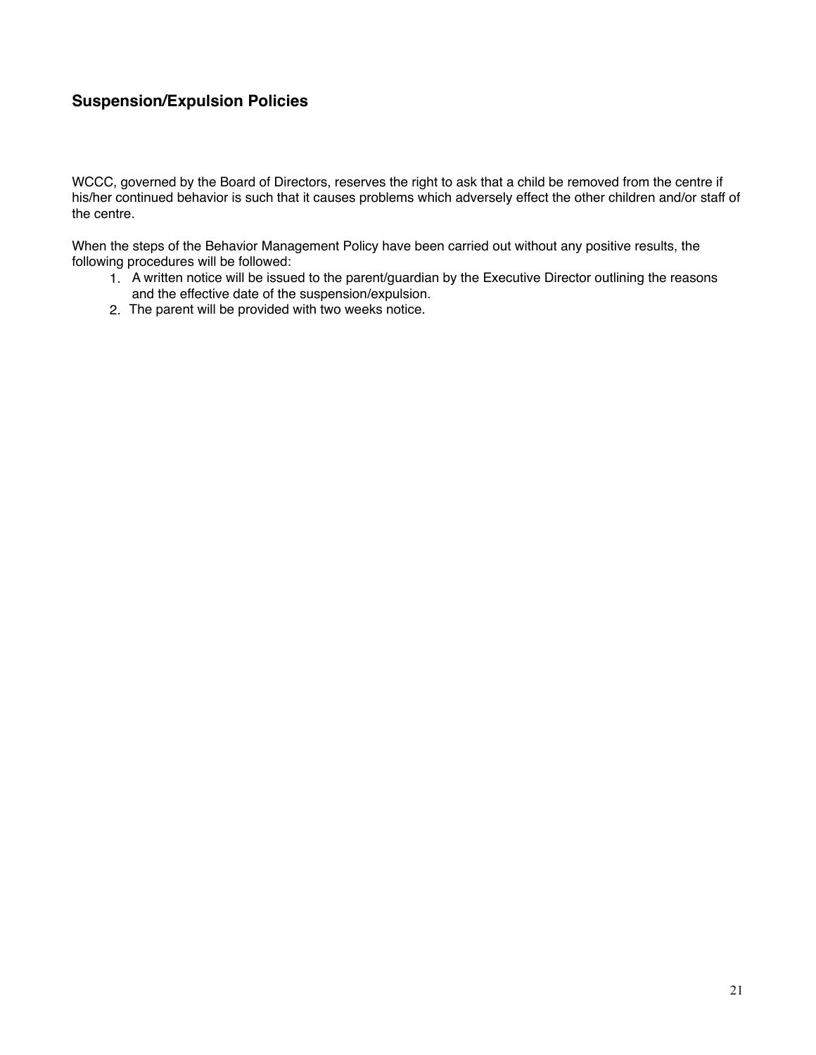## Suspension/Expulsion Policies

WCCC, governed by the Board of Directors, reserves the right to ask that a child be removed from the centre if his/her continued behavior is such that it causes problems which adversely effect the other children and/or staff of the centre.

When the steps of the Behavior Management Policy have been carried out without any positive results, the following procedures will be followed:

1. A written notice will be issued to the parent/guardian by the Executive Director outlining the reasons and the effective date of the suspension/expulsion.
2. The parent will be provided with two weeks notice.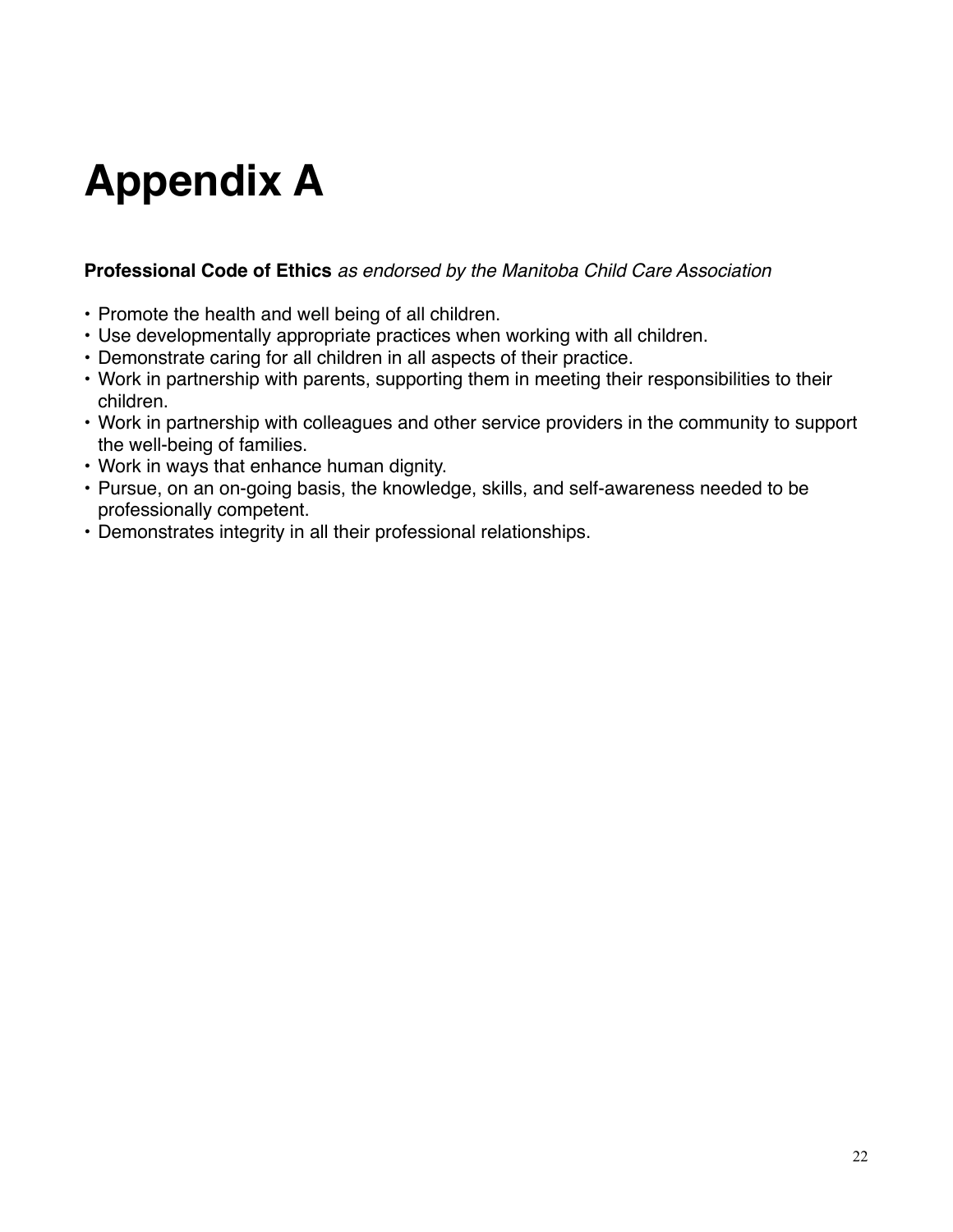# Appendix A

**Professional Code of Ethics** *as endorsed by the Manitoba Child Care Association*

- Promote the health and well being of all children.
- Use developmentally appropriate practices when working with all children.
- Demonstrate caring for all children in all aspects of their practice.
- Work in partnership with parents, supporting them in meeting their responsibilities to their children.
- Work in partnership with colleagues and other service providers in the community to support the well-being of families.
- Work in ways that enhance human dignity.
- Pursue, on an on-going basis, the knowledge, skills, and self-awareness needed to be professionally competent.
- Demonstrates integrity in all their professional relationships.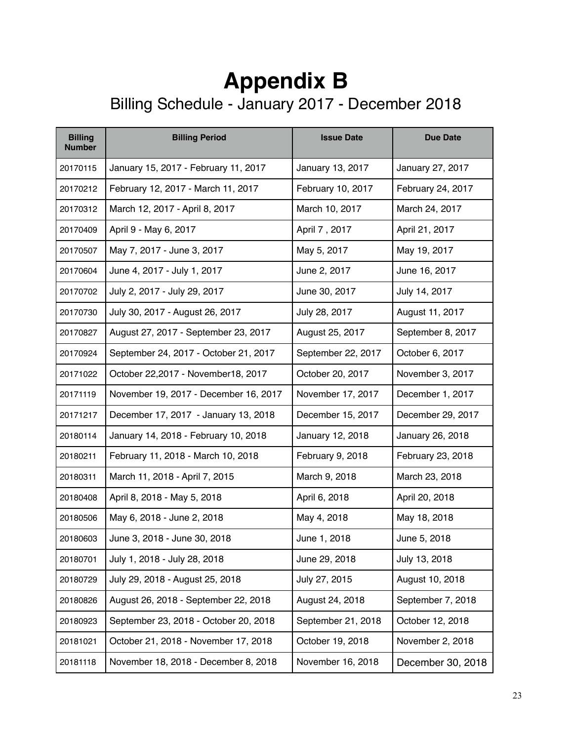# Appendix B

## Billing Schedule - January 2017 - December 2018

| Billing Number | Billing Period | Issue Date | Due Date |
|---|---|---|---|
| 20170115 | January 15, 2017 - February 11, 2017 | January 13, 2017 | January 27, 2017 |
| 20170212 | February 12, 2017 - March 11, 2017 | February 10, 2017 | February 24, 2017 |
| 20170312 | March 12, 2017 - April 8, 2017 | March 10, 2017 | March 24, 2017 |
| 20170409 | April 9 - May 6, 2017 | April 7 , 2017 | April 21, 2017 |
| 20170507 | May 7, 2017 - June 3, 2017 | May 5, 2017 | May 19, 2017 |
| 20170604 | June 4, 2017 - July 1, 2017 | June 2, 2017 | June 16, 2017 |
| 20170702 | July 2, 2017 - July 29, 2017 | June 30, 2017 | July 14, 2017 |
| 20170730 | July 30, 2017 - August 26, 2017 | July 28, 2017 | August 11, 2017 |
| 20170827 | August 27, 2017 - September 23, 2017 | August 25, 2017 | September 8, 2017 |
| 20170924 | September 24, 2017 - October 21, 2017 | September 22, 2017 | October 6, 2017 |
| 20171022 | October 22,2017 - November18, 2017 | October 20, 2017 | November 3, 2017 |
| 20171119 | November 19, 2017 - December 16, 2017 | November 17, 2017 | December 1, 2017 |
| 20171217 | December 17, 2017 - January 13, 2018 | December 15, 2017 | December 29, 2017 |
| 20180114 | January 14, 2018 - February 10, 2018 | January 12, 2018 | January 26, 2018 |
| 20180211 | February 11, 2018 - March 10, 2018 | February 9, 2018 | February 23, 2018 |
| 20180311 | March 11, 2018 - April 7, 2015 | March 9, 2018 | March 23, 2018 |
| 20180408 | April 8, 2018 - May 5, 2018 | April 6, 2018 | April 20, 2018 |
| 20180506 | May 6, 2018 - June 2, 2018 | May 4, 2018 | May 18, 2018 |
| 20180603 | June 3, 2018 - June 30, 2018 | June 1, 2018 | June 5, 2018 |
| 20180701 | July 1, 2018 - July 28, 2018 | June 29, 2018 | July 13, 2018 |
| 20180729 | July 29, 2018 - August 25, 2018 | July 27, 2015 | August 10, 2018 |
| 20180826 | August 26, 2018 - September 22, 2018 | August 24, 2018 | September 7, 2018 |
| 20180923 | September 23, 2018 - October 20, 2018 | September 21, 2018 | October 12, 2018 |
| 20181021 | October 21, 2018 - November 17, 2018 | October 19, 2018 | November 2, 2018 |
| 20181118 | November 18, 2018 - December 8, 2018 | November 16, 2018 | December 30, 2018 |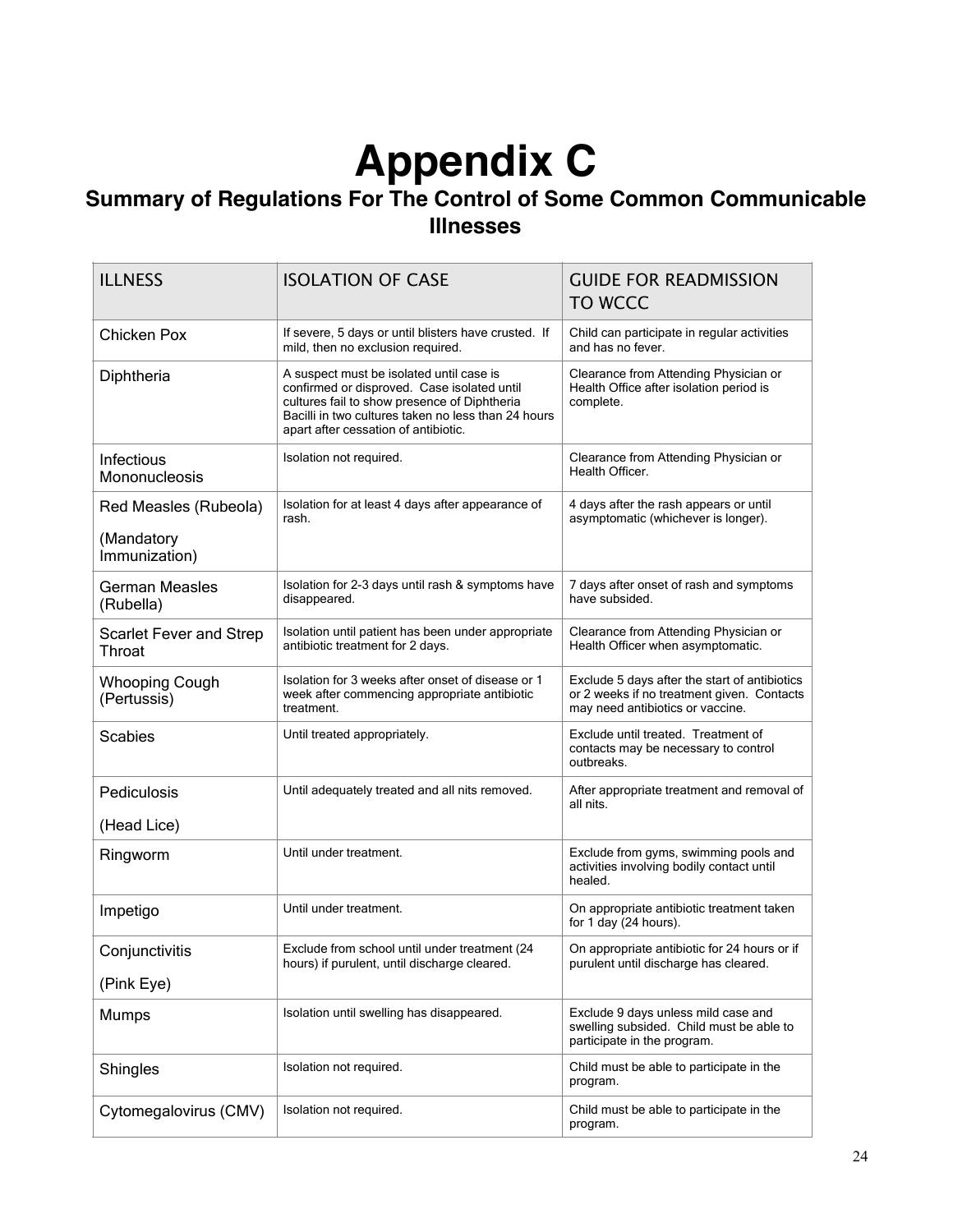# Appendix C

## Summary of Regulations For The Control of Some Common Communicable Illnesses

| ILLNESS | ISOLATION OF CASE | GUIDE FOR READMISSION TO WCCC |
|---|---|---|
| Chicken Pox | If severe, 5 days or until blisters have crusted. If mild, then no exclusion required. | Child can participate in regular activities and has no fever. |
| Diphtheria | A suspect must be isolated until case is confirmed or disproved. Case isolated until cultures fail to show presence of Diphtheria Bacilli in two cultures taken no less than 24 hours apart after cessation of antibiotic. | Clearance from Attending Physician or Health Office after isolation period is complete. |
| Infectious Mononucleosis | Isolation not required. | Clearance from Attending Physician or Health Officer. |
| Red Measles (Rubeola)<br><br>(Mandatory Immunization) | Isolation for at least 4 days after appearance of rash. | 4 days after the rash appears or until asymptomatic (whichever is longer). |
| German Measles (Rubella) | Isolation for 2-3 days until rash & symptoms have disappeared. | 7 days after onset of rash and symptoms have subsided. |
| Scarlet Fever and Strep Throat | Isolation until patient has been under appropriate antibiotic treatment for 2 days. | Clearance from Attending Physician or Health Officer when asymptomatic. |
| Whooping Cough (Pertussis) | Isolation for 3 weeks after onset of disease or 1 week after commencing appropriate antibiotic treatment. | Exclude 5 days after the start of antibiotics or 2 weeks if no treatment given. Contacts may need antibiotics or vaccine. |
| Scabies | Until treated appropriately. | Exclude until treated. Treatment of contacts may be necessary to control outbreaks. |
| Pediculosis<br><br>(Head Lice) | Until adequately treated and all nits removed. | After appropriate treatment and removal of all nits. |
| Ringworm | Until under treatment. | Exclude from gyms, swimming pools and activities involving bodily contact until healed. |
| Impetigo | Until under treatment. | On appropriate antibiotic treatment taken for 1 day (24 hours). |
| Conjunctivitis<br><br>(Pink Eye) | Exclude from school until under treatment (24 hours) if purulent, until discharge cleared. | On appropriate antibiotic for 24 hours or if purulent until discharge has cleared. |
| Mumps | Isolation until swelling has disappeared. | Exclude 9 days unless mild case and swelling subsided. Child must be able to participate in the program. |
| Shingles | Isolation not required. | Child must be able to participate in the program. |
| Cytomegalovirus (CMV) | Isolation not required. | Child must be able to participate in the program. |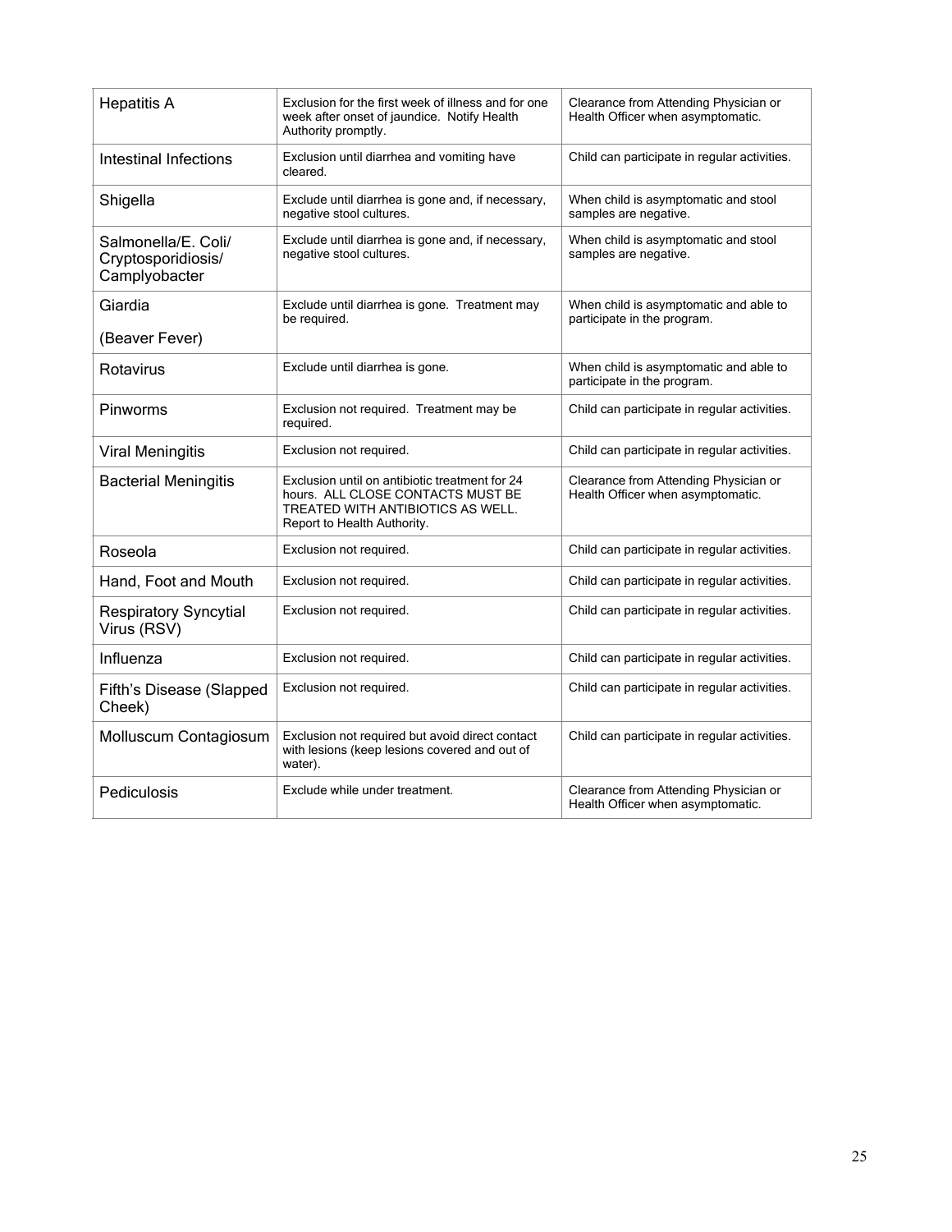| | | |
|---|---|---|
| Hepatitis A | Exclusion for the first week of illness and for one week after onset of jaundice. Notify Health Authority promptly. | Clearance from Attending Physician or Health Officer when asymptomatic. |
| Intestinal Infections | Exclusion until diarrhea and vomiting have cleared. | Child can participate in regular activities. |
| Shigella | Exclude until diarrhea is gone and, if necessary, negative stool cultures. | When child is asymptomatic and stool samples are negative. |
| Salmonella/E. Coli/ Cryptosporidiosis/ Camplyobacter | Exclude until diarrhea is gone and, if necessary, negative stool cultures. | When child is asymptomatic and stool samples are negative. |
| Giardia (Beaver Fever) | Exclude until diarrhea is gone. Treatment may be required. | When child is asymptomatic and able to participate in the program. |
| Rotavirus | Exclude until diarrhea is gone. | When child is asymptomatic and able to participate in the program. |
| Pinworms | Exclusion not required. Treatment may be required. | Child can participate in regular activities. |
| Viral Meningitis | Exclusion not required. | Child can participate in regular activities. |
| Bacterial Meningitis | Exclusion until on antibiotic treatment for 24 hours. ALL CLOSE CONTACTS MUST BE TREATED WITH ANTIBIOTICS AS WELL. Report to Health Authority. | Clearance from Attending Physician or Health Officer when asymptomatic. |
| Roseola | Exclusion not required. | Child can participate in regular activities. |
| Hand, Foot and Mouth | Exclusion not required. | Child can participate in regular activities. |
| Respiratory Syncytial Virus (RSV) | Exclusion not required. | Child can participate in regular activities. |
| Influenza | Exclusion not required. | Child can participate in regular activities. |
| Fifth's Disease (Slapped Cheek) | Exclusion not required. | Child can participate in regular activities. |
| Molluscum Contagiosum | Exclusion not required but avoid direct contact with lesions (keep lesions covered and out of water). | Child can participate in regular activities. |
| Pediculosis | Exclude while under treatment. | Clearance from Attending Physician or Health Officer when asymptomatic. |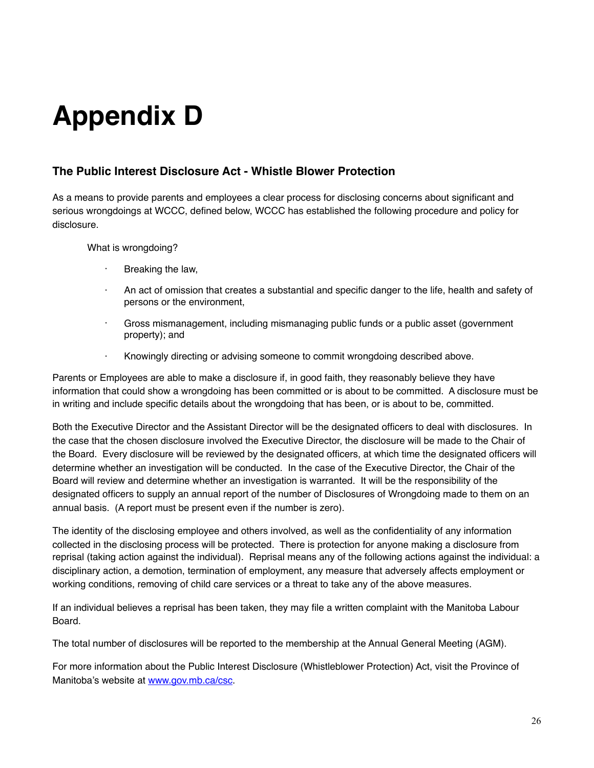# Appendix D

### The Public Interest Disclosure Act - Whistle Blower Protection

As a means to provide parents and employees a clear process for disclosing concerns about significant and serious wrongdoings at WCCC, defined below, WCCC has established the following procedure and policy for disclosure.

What is wrongdoing?

- Breaking the law,
- An act of omission that creates a substantial and specific danger to the life, health and safety of persons or the environment,
- Gross mismanagement, including mismanaging public funds or a public asset (government property); and
- Knowingly directing or advising someone to commit wrongdoing described above.

Parents or Employees are able to make a disclosure if, in good faith, they reasonably believe they have information that could show a wrongdoing has been committed or is about to be committed. A disclosure must be in writing and include specific details about the wrongdoing that has been, or is about to be, committed.

Both the Executive Director and the Assistant Director will be the designated officers to deal with disclosures. In the case that the chosen disclosure involved the Executive Director, the disclosure will be made to the Chair of the Board. Every disclosure will be reviewed by the designated officers, at which time the designated officers will determine whether an investigation will be conducted. In the case of the Executive Director, the Chair of the Board will review and determine whether an investigation is warranted. It will be the responsibility of the designated officers to supply an annual report of the number of Disclosures of Wrongdoing made to them on an annual basis. (A report must be present even if the number is zero).

The identity of the disclosing employee and others involved, as well as the confidentiality of any information collected in the disclosing process will be protected. There is protection for anyone making a disclosure from reprisal (taking action against the individual). Reprisal means any of the following actions against the individual: a disciplinary action, a demotion, termination of employment, any measure that adversely affects employment or working conditions, removing of child care services or a threat to take any of the above measures.

If an individual believes a reprisal has been taken, they may file a written complaint with the Manitoba Labour Board.

The total number of disclosures will be reported to the membership at the Annual General Meeting (AGM).

For more information about the Public Interest Disclosure (Whistleblower Protection) Act, visit the Province of Manitoba's website at [www.gov.mb.ca/csc](http://www.gov.mb.ca/csc).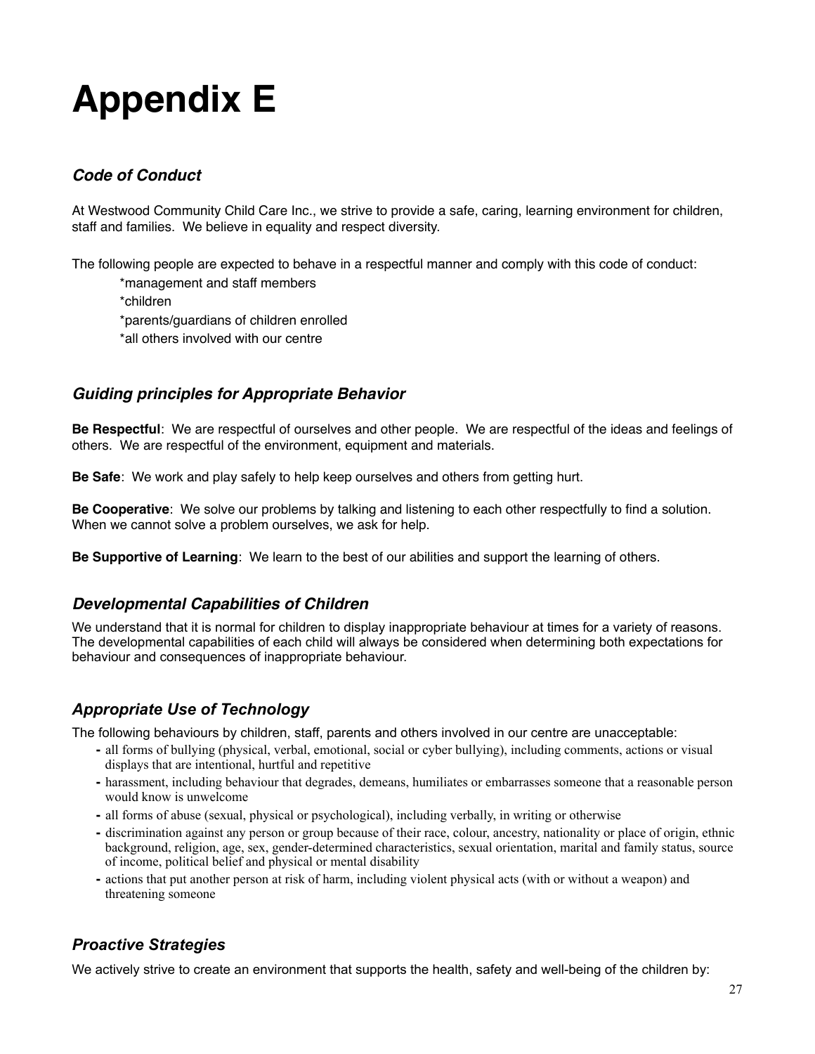# Appendix E

### *Code of Conduct*

At Westwood Community Child Care Inc., we strive to provide a safe, caring, learning environment for children, staff and families. We believe in equality and respect diversity.

The following people are expected to behave in a respectful manner and comply with this code of conduct:

*management and staff members

*children

*parents/guardians of children enrolled

*all others involved with our centre

### *Guiding principles for Appropriate Behavior*

**Be Respectful**: We are respectful of ourselves and other people. We are respectful of the ideas and feelings of others. We are respectful of the environment, equipment and materials.

**Be Safe**: We work and play safely to help keep ourselves and others from getting hurt.

**Be Cooperative**: We solve our problems by talking and listening to each other respectfully to find a solution. When we cannot solve a problem ourselves, we ask for help.

**Be Supportive of Learning**: We learn to the best of our abilities and support the learning of others.

### *Developmental Capabilities of Children*

We understand that it is normal for children to display inappropriate behaviour at times for a variety of reasons. The developmental capabilities of each child will always be considered when determining both expectations for behaviour and consequences of inappropriate behaviour.

### *Appropriate Use of Technology*

The following behaviours by children, staff, parents and others involved in our centre are unacceptable:

- all forms of bullying (physical, verbal, emotional, social or cyber bullying), including comments, actions or visual displays that are intentional, hurtful and repetitive
- harassment, including behaviour that degrades, demeans, humiliates or embarrasses someone that a reasonable person would know is unwelcome
- all forms of abuse (sexual, physical or psychological), including verbally, in writing or otherwise
- discrimination against any person or group because of their race, colour, ancestry, nationality or place of origin, ethnic background, religion, age, sex, gender-determined characteristics, sexual orientation, marital and family status, source of income, political belief and physical or mental disability
- actions that put another person at risk of harm, including violent physical acts (with or without a weapon) and threatening someone

### *Proactive Strategies*

We actively strive to create an environment that supports the health, safety and well-being of the children by: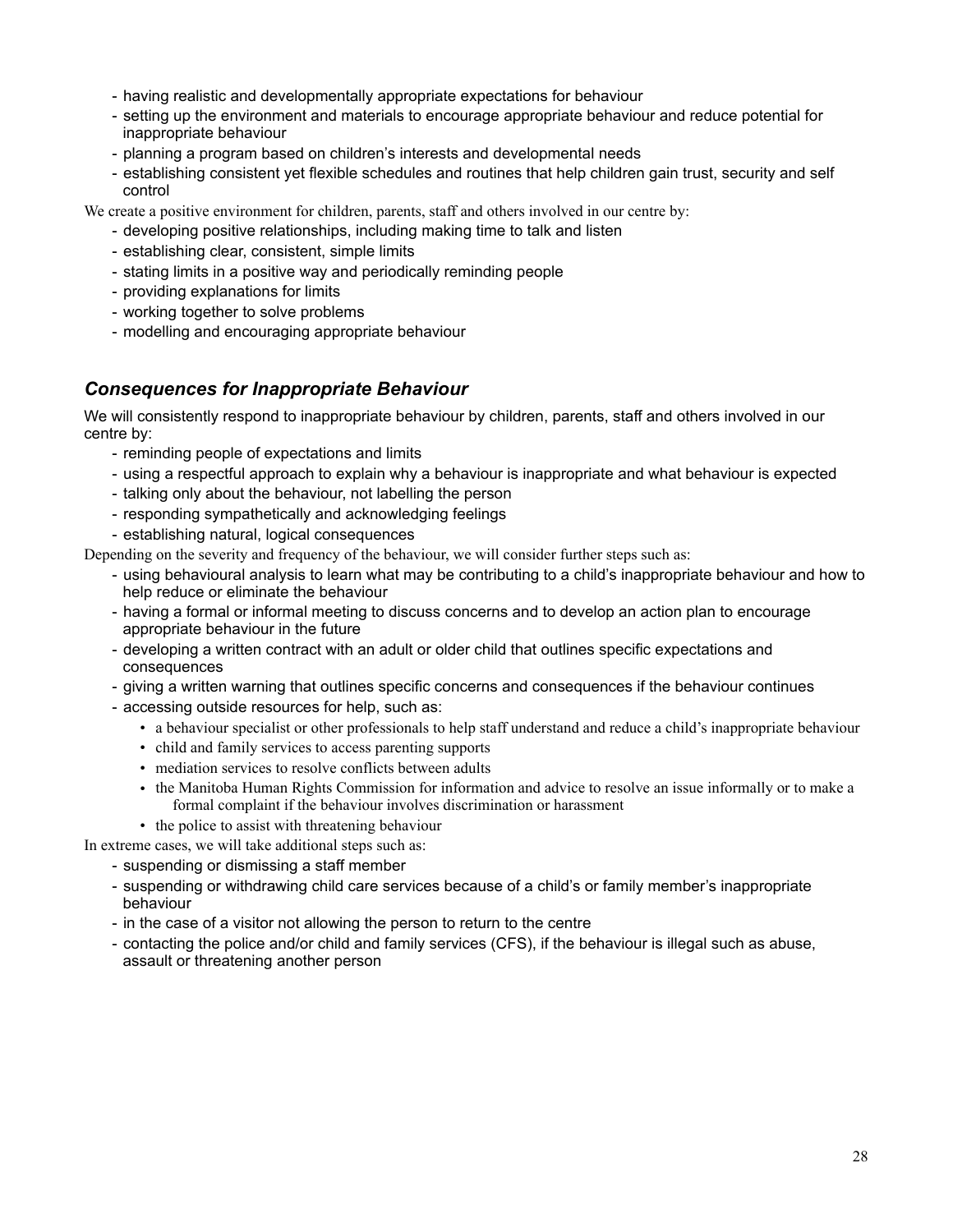- having realistic and developmentally appropriate expectations for behaviour
- setting up the environment and materials to encourage appropriate behaviour and reduce potential for inappropriate behaviour
- planning a program based on children's interests and developmental needs
- establishing consistent yet flexible schedules and routines that help children gain trust, security and self control

We create a positive environment for children, parents, staff and others involved in our centre by:

- developing positive relationships, including making time to talk and listen
- establishing clear, consistent, simple limits
- stating limits in a positive way and periodically reminding people
- providing explanations for limits
- working together to solve problems
- modelling and encouraging appropriate behaviour

### *Consequences for Inappropriate Behaviour*

We will consistently respond to inappropriate behaviour by children, parents, staff and others involved in our centre by:

- reminding people of expectations and limits
- using a respectful approach to explain why a behaviour is inappropriate and what behaviour is expected
- talking only about the behaviour, not labelling the person
- responding sympathetically and acknowledging feelings
- establishing natural, logical consequences

Depending on the severity and frequency of the behaviour, we will consider further steps such as:

- using behavioural analysis to learn what may be contributing to a child's inappropriate behaviour and how to help reduce or eliminate the behaviour
- having a formal or informal meeting to discuss concerns and to develop an action plan to encourage appropriate behaviour in the future
- developing a written contract with an adult or older child that outlines specific expectations and consequences
- giving a written warning that outlines specific concerns and consequences if the behaviour continues
- accessing outside resources for help, such as:
  - a behaviour specialist or other professionals to help staff understand and reduce a child's inappropriate behaviour
  - child and family services to access parenting supports
  - mediation services to resolve conflicts between adults
  - the Manitoba Human Rights Commission for information and advice to resolve an issue informally or to make a formal complaint if the behaviour involves discrimination or harassment
  - the police to assist with threatening behaviour

In extreme cases, we will take additional steps such as:

- suspending or dismissing a staff member
- suspending or withdrawing child care services because of a child's or family member's inappropriate behaviour
- in the case of a visitor not allowing the person to return to the centre
- contacting the police and/or child and family services (CFS), if the behaviour is illegal such as abuse, assault or threatening another person